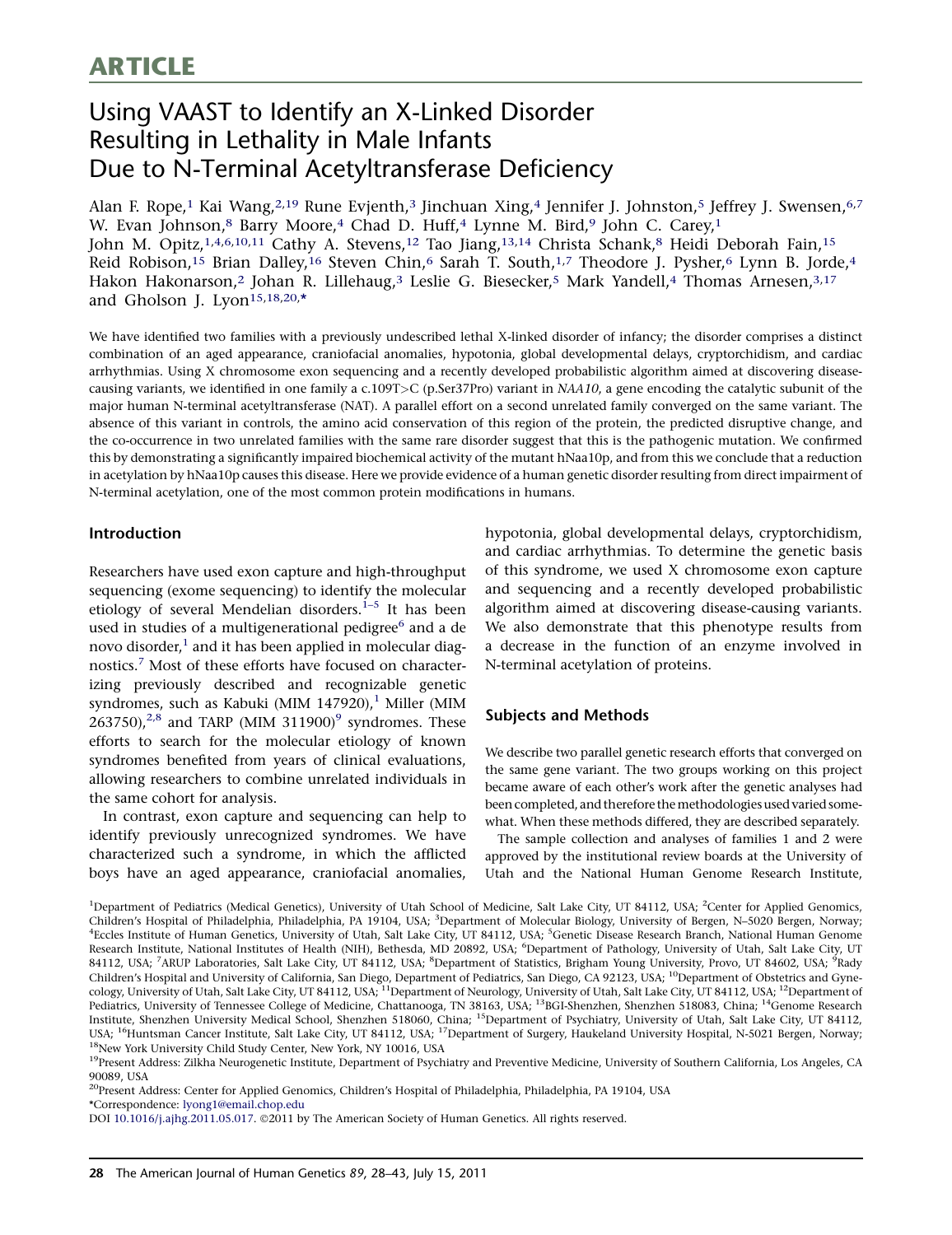# ARTICLE

# Using VAAST to Identify an X-Linked Disorder Resulting in Lethality in Male Infants Due to N-Terminal Acetyltransferase Deficiency

Alan F. Rope,[1] Kai Wang,[2,19] Rune Evjenth,[3] Jinchuan Xing,[4] Jennifer J. Johnston,[5] Jeffrey J. Swensen,[6,7] W. Evan Johnson,[8] Barry Moore,[4] Chad D. Huff,[4] Lynne M. Bird,[9] John C. Carey,[1] John M. Opitz,[1,4,6,10,11] Cathy A. Stevens,[12] Tao Jiang,[13,14] Christa Schank,[8] Heidi Deborah Fain,[15] Reid Robison,[15] Brian Dalley,[16] Steven Chin,[6] Sarah T. South,[1,7] Theodore J. Pysher,[6] Lynn B. Jorde,[4] Hakon Hakonarson,[2] Johan R. Lillehaug,[3] Leslie G. Biesecker,[5] Mark Yandell,[4] Thomas Arnesen,[3,17] and Gholson J. Lyon[15,18,20,*]

We have identified two families with a previously undescribed lethal X-linked disorder of infancy; the disorder comprises a distinct combination of an aged appearance, craniofacial anomalies, hypotonia, global developmental delays, cryptorchidism, and cardiac arrhythmias. Using X chromosome exon sequencing and a recently developed probabilistic algorithm aimed at discovering disease-causing variants, we identified in one family a c.109T>C (p.Ser37Pro) variant in *NAA10*, a gene encoding the catalytic subunit of the major human N-terminal acetyltransferase (NAT). A parallel effort on a second unrelated family converged on the same variant. The absence of this variant in controls, the amino acid conservation of this region of the protein, the predicted disruptive change, and the co-occurrence in two unrelated families with the same rare disorder suggest that this is the pathogenic mutation. We confirmed this by demonstrating a significantly impaired biochemical activity of the mutant hNaa10p, and from this we conclude that a reduction in acetylation by hNaa10p causes this disease. Here we provide evidence of a human genetic disorder resulting from direct impairment of N-terminal acetylation, one of the most common protein modifications in humans.

## Introduction

Researchers have used exon capture and high-throughput sequencing (exome sequencing) to identify the molecular etiology of several Mendelian disorders.[1–5] It has been used in studies of a multigenerational pedigree[6] and a de novo disorder,[1] and it has been applied in molecular diagnostics.[7] Most of these efforts have focused on characterizing previously described and recognizable genetic syndromes, such as Kabuki (MIM 147920),[1] Miller (MIM 263750),[2,8] and TARP (MIM 311900)[9] syndromes. These efforts to search for the molecular etiology of known syndromes benefited from years of clinical evaluations, allowing researchers to combine unrelated individuals in the same cohort for analysis.

In contrast, exon capture and sequencing can help to identify previously unrecognized syndromes. We have characterized such a syndrome, in which the afflicted boys have an aged appearance, craniofacial anomalies, hypotonia, global developmental delays, cryptorchidism, and cardiac arrhythmias. To determine the genetic basis of this syndrome, we used X chromosome exon capture and sequencing and a recently developed probabilistic algorithm aimed at discovering disease-causing variants. We also demonstrate that this phenotype results from a decrease in the function of an enzyme involved in N-terminal acetylation of proteins.

## Subjects and Methods

We describe two parallel genetic research efforts that converged on the same gene variant. The two groups working on this project became aware of each other's work after the genetic analyses had been completed, and therefore the methodologies used varied somewhat. When these methods differed, they are described separately.

The sample collection and analyses of families 1 and 2 were approved by the institutional review boards at the University of Utah and the National Human Genome Research Institute,

[1]Department of Pediatrics (Medical Genetics), University of Utah School of Medicine, Salt Lake City, UT 84112, USA; [2]Center for Applied Genomics, Children's Hospital of Philadelphia, Philadelphia, PA 19104, USA; [3]Department of Molecular Biology, University of Bergen, N–5020 Bergen, Norway; [4]Eccles Institute of Human Genetics, University of Utah, Salt Lake City, UT 84112, USA; [5]Genetic Disease Research Branch, National Human Genome Research Institute, National Institutes of Health (NIH), Bethesda, MD 20892, USA; [6]Department of Pathology, University of Utah, Salt Lake City, UT 84112, USA; [7]ARUP Laboratories, Salt Lake City, UT 84112, USA; [8]Department of Statistics, Brigham Young University, Provo, UT 84602, USA; [9]Rady Children's Hospital and University of California, San Diego, Department of Pediatrics, San Diego, CA 92123, USA; [10]Department of Obstetrics and Gynecology, University of Utah, Salt Lake City, UT 84112, USA; [11]Department of Neurology, University of Utah, Salt Lake City, UT 84112, USA; [12]Department of Pediatrics, University of Tennessee College of Medicine, Chattanooga, TN 38163, USA; [13]BGI-Shenzhen, Shenzhen 518083, China; [14]Genome Research Institute, Shenzhen University Medical School, Shenzhen 518060, China; [15]Department of Psychiatry, University of Utah, Salt Lake City, UT 84112, USA; [16]Huntsman Cancer Institute, Salt Lake City, UT 84112, USA; [17]Department of Surgery, Haukeland University Hospital, N-5021 Bergen, Norway; [18]New York University Child Study Center, New York, NY 10016, USA

[19]Present Address: Zilkha Neurogenetic Institute, Department of Psychiatry and Preventive Medicine, University of Southern California, Los Angeles, CA 90089, USA

[20]Present Address: Center for Applied Genomics, Children's Hospital of Philadelphia, Philadelphia, PA 19104, USA

*Correspondence: lyong1@email.chop.edu

DOI 10.1016/j.ajhg.2011.05.017. ©2011 by The American Society of Human Genetics. All rights reserved.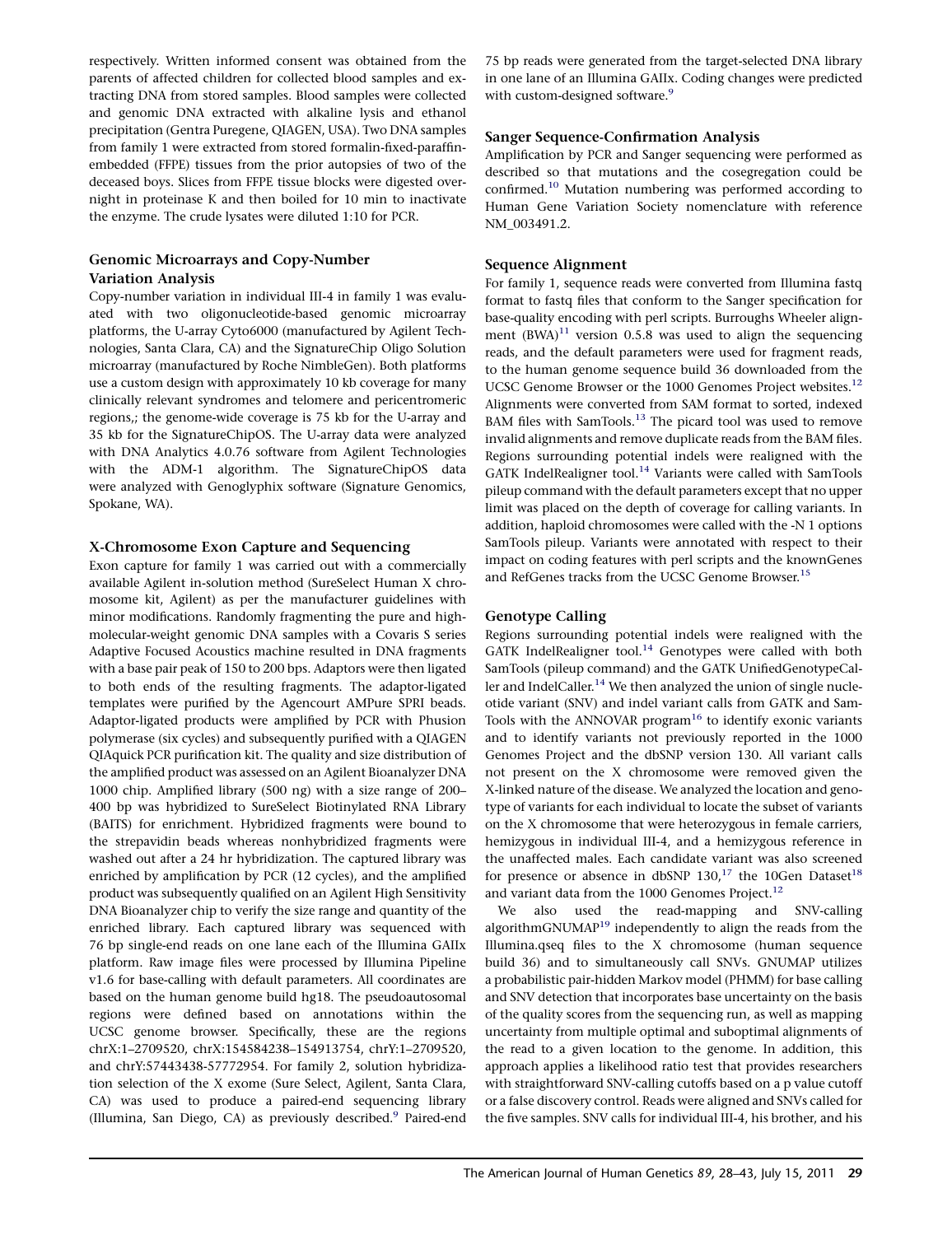respectively. Written informed consent was obtained from the parents of affected children for collected blood samples and extracting DNA from stored samples. Blood samples were collected and genomic DNA extracted with alkaline lysis and ethanol precipitation (Gentra Puregene, QIAGEN, USA). Two DNA samples from family 1 were extracted from stored formalin-fixed-paraffin-embedded (FFPE) tissues from the prior autopsies of two of the deceased boys. Slices from FFPE tissue blocks were digested overnight in proteinase K and then boiled for 10 min to inactivate the enzyme. The crude lysates were diluted 1:10 for PCR.

## Genomic Microarrays and Copy-Number Variation Analysis

Copy-number variation in individual III-4 in family 1 was evaluated with two oligonucleotide-based genomic microarray platforms, the U-array Cyto6000 (manufactured by Agilent Technologies, Santa Clara, CA) and the SignatureChip Oligo Solution microarray (manufactured by Roche NimbleGen). Both platforms use a custom design with approximately 10 kb coverage for many clinically relevant syndromes and telomere and pericentromeric regions,; the genome-wide coverage is 75 kb for the U-array and 35 kb for the SignatureChipOS. The U-array data were analyzed with DNA Analytics 4.0.76 software from Agilent Technologies with the ADM-1 algorithm. The SignatureChipOS data were analyzed with Genoglyphix software (Signature Genomics, Spokane, WA).

## X-Chromosome Exon Capture and Sequencing

Exon capture for family 1 was carried out with a commercially available Agilent in-solution method (SureSelect Human X chromosome kit, Agilent) as per the manufacturer guidelines with minor modifications. Randomly fragmenting the pure and high-molecular-weight genomic DNA samples with a Covaris S series Adaptive Focused Acoustics machine resulted in DNA fragments with a base pair peak of 150 to 200 bps. Adaptors were then ligated to both ends of the resulting fragments. The adaptor-ligated templates were purified by the Agencourt AMPure SPRI beads. Adaptor-ligated products were amplified by PCR with Phusion polymerase (six cycles) and subsequently purified with a QIAGEN QIAquick PCR purification kit. The quality and size distribution of the amplified product was assessed on an Agilent Bioanalyzer DNA 1000 chip. Amplified library (500 ng) with a size range of 200–400 bp was hybridized to SureSelect Biotinylated RNA Library (BAITS) for enrichment. Hybridized fragments were bound to the strepavidin beads whereas nonhybridized fragments were washed out after a 24 hr hybridization. The captured library was enriched by amplification by PCR (12 cycles), and the amplified product was subsequently qualified on an Agilent High Sensitivity DNA Bioanalyzer chip to verify the size range and quantity of the enriched library. Each captured library was sequenced with 76 bp single-end reads on one lane each of the Illumina GAIIx platform. Raw image files were processed by Illumina Pipeline v1.6 for base-calling with default parameters. All coordinates are based on the human genome build hg18. The pseudoautosomal regions were defined based on annotations within the UCSC genome browser. Specifically, these are the regions chrX:1–2709520, chrX:154584238–154913754, chrY:1–2709520, and chrY:57443438-57772954. For family 2, solution hybridization selection of the X exome (Sure Select, Agilent, Santa Clara, CA) was used to produce a paired-end sequencing library (Illumina, San Diego, CA) as previously described.[9] Paired-end 75 bp reads were generated from the target-selected DNA library in one lane of an Illumina GAIIx. Coding changes were predicted with custom-designed software.[9]

## Sanger Sequence-Confirmation Analysis

Amplification by PCR and Sanger sequencing were performed as described so that mutations and the cosegregation could be confirmed.[10] Mutation numbering was performed according to Human Gene Variation Society nomenclature with reference NM_003491.2.

## Sequence Alignment

For family 1, sequence reads were converted from Illumina fastq format to fastq files that conform to the Sanger specification for base-quality encoding with perl scripts. Burroughs Wheeler alignment (BWA)[11] version 0.5.8 was used to align the sequencing reads, and the default parameters were used for fragment reads, to the human genome sequence build 36 downloaded from the UCSC Genome Browser or the 1000 Genomes Project websites.[12] Alignments were converted from SAM format to sorted, indexed BAM files with SamTools.[13] The picard tool was used to remove invalid alignments and remove duplicate reads from the BAM files. Regions surrounding potential indels were realigned with the GATK IndelRealigner tool.[14] Variants were called with SamTools pileup command with the default parameters except that no upper limit was placed on the depth of coverage for calling variants. In addition, haploid chromosomes were called with the -N 1 options SamTools pileup. Variants were annotated with respect to their impact on coding features with perl scripts and the knownGenes and RefGenes tracks from the UCSC Genome Browser.[15]

## Genotype Calling

Regions surrounding potential indels were realigned with the GATK IndelRealigner tool.[14] Genotypes were called with both SamTools (pileup command) and the GATK UnifiedGenotypeCaller and IndelCaller.[14] We then analyzed the union of single nucleotide variant (SNV) and indel variant calls from GATK and SamTools with the ANNOVAR program[16] to identify exonic variants and to identify variants not previously reported in the 1000 Genomes Project and the dbSNP version 130. All variant calls not present on the X chromosome were removed given the X-linked nature of the disease. We analyzed the location and genotype of variants for each individual to locate the subset of variants on the X chromosome that were heterozygous in female carriers, hemizygous in individual III-4, and a hemizygous reference in the unaffected males. Each candidate variant was also screened for presence or absence in dbSNP 130,[17] the 10Gen Dataset[18] and variant data from the 1000 Genomes Project.[12]

We also used the read-mapping and SNV-calling algorithmGNUMAP[19] independently to align the reads from the Illumina.qseq files to the X chromosome (human sequence build 36) and to simultaneously call SNVs. GNUMAP utilizes a probabilistic pair-hidden Markov model (PHMM) for base calling and SNV detection that incorporates base uncertainty on the basis of the quality scores from the sequencing run, as well as mapping uncertainty from multiple optimal and suboptimal alignments of the read to a given location to the genome. In addition, this approach applies a likelihood ratio test that provides researchers with straightforward SNV-calling cutoffs based on a p value cutoff or a false discovery control. Reads were aligned and SNVs called for the five samples. SNV calls for individual III-4, his brother, and his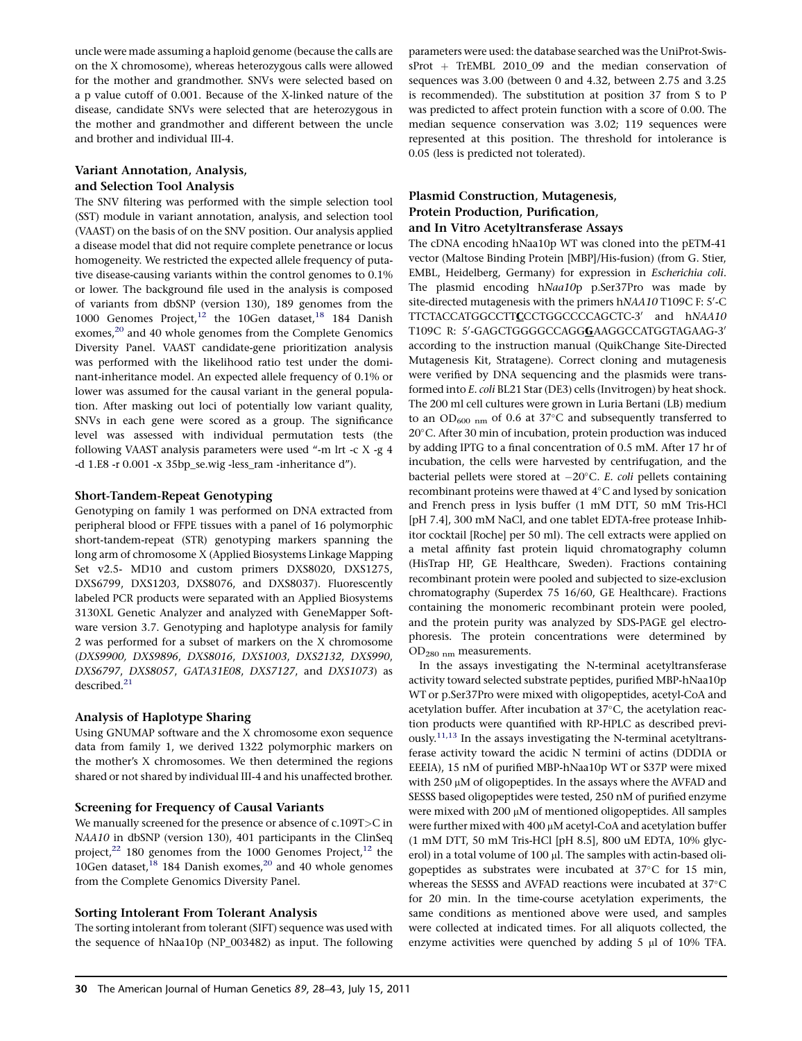uncle were made assuming a haploid genome (because the calls are on the X chromosome), whereas heterozygous calls were allowed for the mother and grandmother. SNVs were selected based on a p value cutoff of 0.001. Because of the X-linked nature of the disease, candidate SNVs were selected that are heterozygous in the mother and grandmother and different between the uncle and brother and individual III-4.

### Variant Annotation, Analysis, and Selection Tool Analysis

The SNV filtering was performed with the simple selection tool (SST) module in variant annotation, analysis, and selection tool (VAAST) on the basis of on the SNV position. Our analysis applied a disease model that did not require complete penetrance or locus homogeneity. We restricted the expected allele frequency of putative disease-causing variants within the control genomes to 0.1% or lower. The background file used in the analysis is composed of variants from dbSNP (version 130), 189 genomes from the 1000 Genomes Project,[12] the 10Gen dataset,[18] 184 Danish exomes,[20] and 40 whole genomes from the Complete Genomics Diversity Panel. VAAST candidate-gene prioritization analysis was performed with the likelihood ratio test under the dominant-inheritance model. An expected allele frequency of 0.1% or lower was assumed for the causal variant in the general population. After masking out loci of potentially low variant quality, SNVs in each gene were scored as a group. The significance level was assessed with individual permutation tests (the following VAAST analysis parameters were used "-m lrt -c X -g 4 -d 1.E8 -r 0.001 -x 35bp_se.wig -less_ram -inheritance d").

### Short-Tandem-Repeat Genotyping

Genotyping on family 1 was performed on DNA extracted from peripheral blood or FFPE tissues with a panel of 16 polymorphic short-tandem-repeat (STR) genotyping markers spanning the long arm of chromosome X (Applied Biosystems Linkage Mapping Set v2.5- MD10 and custom primers DXS8020, DXS1275, DXS6799, DXS1203, DXS8076, and DXS8037). Fluorescently labeled PCR products were separated with an Applied Biosystems 3130XL Genetic Analyzer and analyzed with GeneMapper Software version 3.7. Genotyping and haplotype analysis for family 2 was performed for a subset of markers on the X chromosome (*DXS9900, DXS9896, DXS8016, DXS1003, DXS2132, DXS990, DXS6797, DXS8057, GATA31E08, DXS7127*, and *DXS1073*) as described.[21]

### Analysis of Haplotype Sharing

Using GNUMAP software and the X chromosome exon sequence data from family 1, we derived 1322 polymorphic markers on the mother's X chromosomes. We then determined the regions shared or not shared by individual III-4 and his unaffected brother.

### Screening for Frequency of Causal Variants

We manually screened for the presence or absence of c.109T>C in *NAA10* in dbSNP (version 130), 401 participants in the ClinSeq project,[22] 180 genomes from the 1000 Genomes Project,[12] the 10Gen dataset,[18] 184 Danish exomes,[20] and 40 whole genomes from the Complete Genomics Diversity Panel.

### Sorting Intolerant From Tolerant Analysis

The sorting intolerant from tolerant (SIFT) sequence was used with the sequence of hNaa10p (NP_003482) as input. The following parameters were used: the database searched was the UniProt-SwissProt + TrEMBL 2010_09 and the median conservation of sequences was 3.00 (between 0 and 4.32, between 2.75 and 3.25 is recommended). The substitution at position 37 from S to P was predicted to affect protein function with a score of 0.00. The median sequence conservation was 3.02; 119 sequences were represented at this position. The threshold for intolerance is 0.05 (less is predicted not tolerated).

### Plasmid Construction, Mutagenesis, Protein Production, Purification, and In Vitro Acetyltransferase Assays

The cDNA encoding hNaa10p WT was cloned into the pETM-41 vector (Maltose Binding Protein [MBP]/His-fusion) (from G. Stier, EMBL, Heidelberg, Germany) for expression in *Escherichia coli*. The plasmid encoding h*Naa10*p p.Ser37Pro was made by site-directed mutagenesis with the primers h*NAA10* T109C F: 5′-CTTCTACCATGGCCTT**C**CCTGGCCCCAGCTC-3′ and h*NAA10* T109C R: 5′-GAGCTGGGGCCAGG**G**AAGGCCATGGTAGAAG-3′ according to the instruction manual (QuikChange Site-Directed Mutagenesis Kit, Stratagene). Correct cloning and mutagenesis were verified by DNA sequencing and the plasmids were transformed into *E. coli* BL21 Star (DE3) cells (Invitrogen) by heat shock. The 200 ml cell cultures were grown in Luria Bertani (LB) medium to an $OD_{600\ nm}$ of 0.6 at 37°C and subsequently transferred to 20°C. After 30 min of incubation, protein production was induced by adding IPTG to a final concentration of 0.5 mM. After 17 hr of incubation, the cells were harvested by centrifugation, and the bacterial pellets were stored at −20°C. *E. coli* pellets containing recombinant proteins were thawed at 4°C and lysed by sonication and French press in lysis buffer (1 mM DTT, 50 mM Tris-HCl [pH 7.4], 300 mM NaCl, and one tablet EDTA-free protease Inhibitor cocktail [Roche] per 50 ml). The cell extracts were applied on a metal affinity fast protein liquid chromatography column (HisTrap HP, GE Healthcare, Sweden). Fractions containing recombinant protein were pooled and subjected to size-exclusion chromatography (Superdex 75 16/60, GE Healthcare). Fractions containing the monomeric recombinant protein were pooled, and the protein purity was analyzed by SDS-PAGE gel electrophoresis. The protein concentrations were determined by $OD_{280\ nm}$ measurements.

In the assays investigating the N-terminal acetyltransferase activity toward selected substrate peptides, purified MBP-hNaa10p WT or p.Ser37Pro were mixed with oligopeptides, acetyl-CoA and acetylation buffer. After incubation at 37°C, the acetylation reaction products were quantified with RP-HPLC as described previously.[11,13] In the assays investigating the N-terminal acetyltransferase activity toward the acidic N termini of actins (DDDIA or EEEIA), 15 nM of purified MBP-hNaa10p WT or S37P were mixed with 250 μM of oligopeptides. In the assays where the AVFAD and SESSS based oligopeptides were tested, 250 nM of purified enzyme were mixed with 200 μM of mentioned oligopeptides. All samples were further mixed with 400 μM acetyl-CoA and acetylation buffer (1 mM DTT, 50 mM Tris-HCl [pH 8.5], 800 uM EDTA, 10% glycerol) in a total volume of 100 μl. The samples with actin-based oligopeptides as substrates were incubated at 37°C for 15 min, whereas the SESSS and AVFAD reactions were incubated at 37°C for 20 min. In the time-course acetylation experiments, the same conditions as mentioned above were used, and samples were collected at indicated times. For all aliquots collected, the enzyme activities were quenched by adding 5 μl of 10% TFA.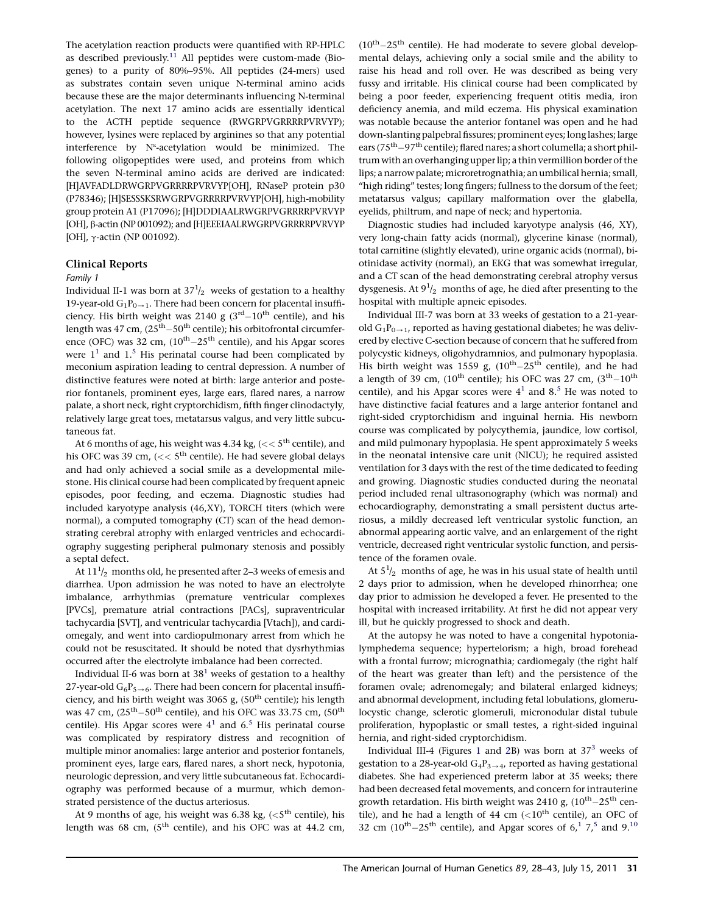The acetylation reaction products were quantified with RP-HPLC as described previously.[11] All peptides were custom-made (Biogenes) to a purity of 80%–95%. All peptides (24-mers) used as substrates contain seven unique N-terminal amino acids because these are the major determinants influencing N-terminal acetylation. The next 17 amino acids are essentially identical to the ACTH peptide sequence (RWGRPVGRRRRPVRVYP); however, lysines were replaced by arginines so that any potential interference by $N^{\varepsilon}$-acetylation would be minimized. The following oligopeptides were used, and proteins from which the seven N-terminal amino acids are derived are indicated: [H]AVFADLDRWGRPVGRRRRPVRVYP[OH], RNaseP protein p30 (P78346); [H]SESSSKSRWGRPVGRRRRPVRVYP[OH], high-mobility group protein A1 (P17096); [H]DDDIAALRWGRPVGRRRRPVRVYP[OH], β-actin (NP 001092); and [H]EEEIAALRWGRPVGRRRRPVRVYP[OH], γ-actin (NP 001092).

## Clinical Reports

*Family 1*

Individual II-1 was born at $37^{1}/_{2}$ weeks of gestation to a healthy 19-year-old $G_1P_{0\rightarrow1}$. There had been concern for placental insufficiency. His birth weight was 2140 g ($3^{rd}$–$10^{th}$ centile), and his length was 47 cm, ($25^{th}$–$50^{th}$ centile); his orbitofrontal circumference (OFC) was 32 cm, ($10^{th}$–$25^{th}$ centile), and his Apgar scores were 1[1] and 1.[5] His perinatal course had been complicated by meconium aspiration leading to central depression. A number of distinctive features were noted at birth: large anterior and posterior fontanels, prominent eyes, large ears, flared nares, a narrow palate, a short neck, right cryptorchidism, fifth finger clinodactyly, relatively large great toes, metatarsus valgus, and very little subcutaneous fat.

At 6 months of age, his weight was 4.34 kg, ($<< 5^{th}$ centile), and his OFC was 39 cm, ($<< 5^{th}$ centile). He had severe global delays and had only achieved a social smile as a developmental milestone. His clinical course had been complicated by frequent apneic episodes, poor feeding, and eczema. Diagnostic studies had included karyotype analysis (46,XY), TORCH titers (which were normal), a computed tomography (CT) scan of the head demonstrating cerebral atrophy with enlarged ventricles and echocardiography suggesting peripheral pulmonary stenosis and possibly a septal defect.

At $11^{1}/_{2}$ months old, he presented after 2–3 weeks of emesis and diarrhea. Upon admission he was noted to have an electrolyte imbalance, arrhythmias (premature ventricular complexes [PVCs], premature atrial contractions [PACs], supraventricular tachycardia [SVT], and ventricular tachycardia [Vtach]), and cardiomegaly, and went into cardiopulmonary arrest from which he could not be resuscitated. It should be noted that dysrhythmias occurred after the electrolyte imbalance had been corrected.

Individual II-6 was born at 38[1] weeks of gestation to a healthy 27-year-old $G_6P_{5\rightarrow6}$. There had been concern for placental insufficiency, and his birth weight was 3065 g, ($50^{th}$ centile); his length was 47 cm, ($25^{th}$–$50^{th}$ centile), and his OFC was 33.75 cm, ($50^{th}$ centile). His Apgar scores were 4[1] and 6.[5] His perinatal course was complicated by respiratory distress and recognition of multiple minor anomalies: large anterior and posterior fontanels, prominent eyes, large ears, flared nares, a short neck, hypotonia, neurologic depression, and very little subcutaneous fat. Echocardiography was performed because of a murmur, which demonstrated persistence of the ductus arteriosus.

At 9 months of age, his weight was 6.38 kg, ($<5^{th}$ centile), his length was 68 cm, ($5^{th}$ centile), and his OFC was at 44.2 cm, ($10^{th}$–$25^{th}$ centile). He had moderate to severe global developmental delays, achieving only a social smile and the ability to raise his head and roll over. He was described as being very fussy and irritable. His clinical course had been complicated by being a poor feeder, experiencing frequent otitis media, iron deficiency anemia, and mild eczema. His physical examination was notable because the anterior fontanel was open and he had down-slanting palpebral fissures; prominent eyes; long lashes; large ears ($75^{th}$–$97^{th}$ centile); flared nares; a short columella; a short philtrum with an overhanging upper lip; a thin vermillion border of the lips; a narrow palate; microretrognathia; an umbilical hernia; small, "high riding" testes; long fingers; fullness to the dorsum of the feet; metatarsus valgus; capillary malformation over the glabella, eyelids, philtrum, and nape of neck; and hypertonia.

Diagnostic studies had included karyotype analysis (46, XY), very long-chain fatty acids (normal), glycerine kinase (normal), total carnitine (slightly elevated), urine organic acids (normal), biotinidase activity (normal), an EKG that was somewhat irregular, and a CT scan of the head demonstrating cerebral atrophy versus dysgenesis. At $9^{1}/_{2}$ months of age, he died after presenting to the hospital with multiple apneic episodes.

Individual III-7 was born at 33 weeks of gestation to a 21-year-old $G_1P_{0\rightarrow1}$, reported as having gestational diabetes; he was delivered by elective C-section because of concern that he suffered from polycystic kidneys, oligohydramnios, and pulmonary hypoplasia. His birth weight was 1559 g, ($10^{th}$–$25^{th}$ centile), and he had a length of 39 cm, ($10^{th}$ centile); his OFC was 27 cm, ($3^{th}$–$10^{th}$ centile), and his Apgar scores were 4[1] and 8.[5] He was noted to have distinctive facial features and a large anterior fontanel and right-sided cryptorchidism and inguinal hernia. His newborn course was complicated by polycythemia, jaundice, low cortisol, and mild pulmonary hypoplasia. He spent approximately 5 weeks in the neonatal intensive care unit (NICU); he required assisted ventilation for 3 days with the rest of the time dedicated to feeding and growing. Diagnostic studies conducted during the neonatal period included renal ultrasonography (which was normal) and echocardiography, demonstrating a small persistent ductus arteriosus, a mildly decreased left ventricular systolic function, an abnormal appearing aortic valve, and an enlargement of the right ventricle, decreased right ventricular systolic function, and persistence of the foramen ovale.

At $5^{1}/_{2}$ months of age, he was in his usual state of health until 2 days prior to admission, when he developed rhinorrhea; one day prior to admission he developed a fever. He presented to the hospital with increased irritability. At first he did not appear very ill, but he quickly progressed to shock and death.

At the autopsy he was noted to have a congenital hypotonia-lymphedema sequence; hypertelorism; a high, broad forehead with a frontal furrow; micrognathia; cardiomegaly (the right half of the heart was greater than left) and the persistence of the foramen ovale; adrenomegaly; and bilateral enlarged kidneys; and abnormal development, including fetal lobulations, glomerulocystic change, sclerotic glomeruli, micronodular distal tubule proliferation, hypoplastic or small testes, a right-sided inguinal hernia, and right-sided cryptorchidism.

Individual III-4 (Figures 1 and 2B) was born at 37[3] weeks of gestation to a 28-year-old $G_4P_{3\rightarrow4}$, reported as having gestational diabetes. She had experienced preterm labor at 35 weeks; there had been decreased fetal movements, and concern for intrauterine growth retardation. His birth weight was 2410 g, ($10^{th}$–$25^{th}$ centile), and he had a length of 44 cm ($<10^{th}$ centile), an OFC of 32 cm ($10^{th}$–$25^{th}$ centile), and Apgar scores of 6,[1] 7,[5] and 9.[10]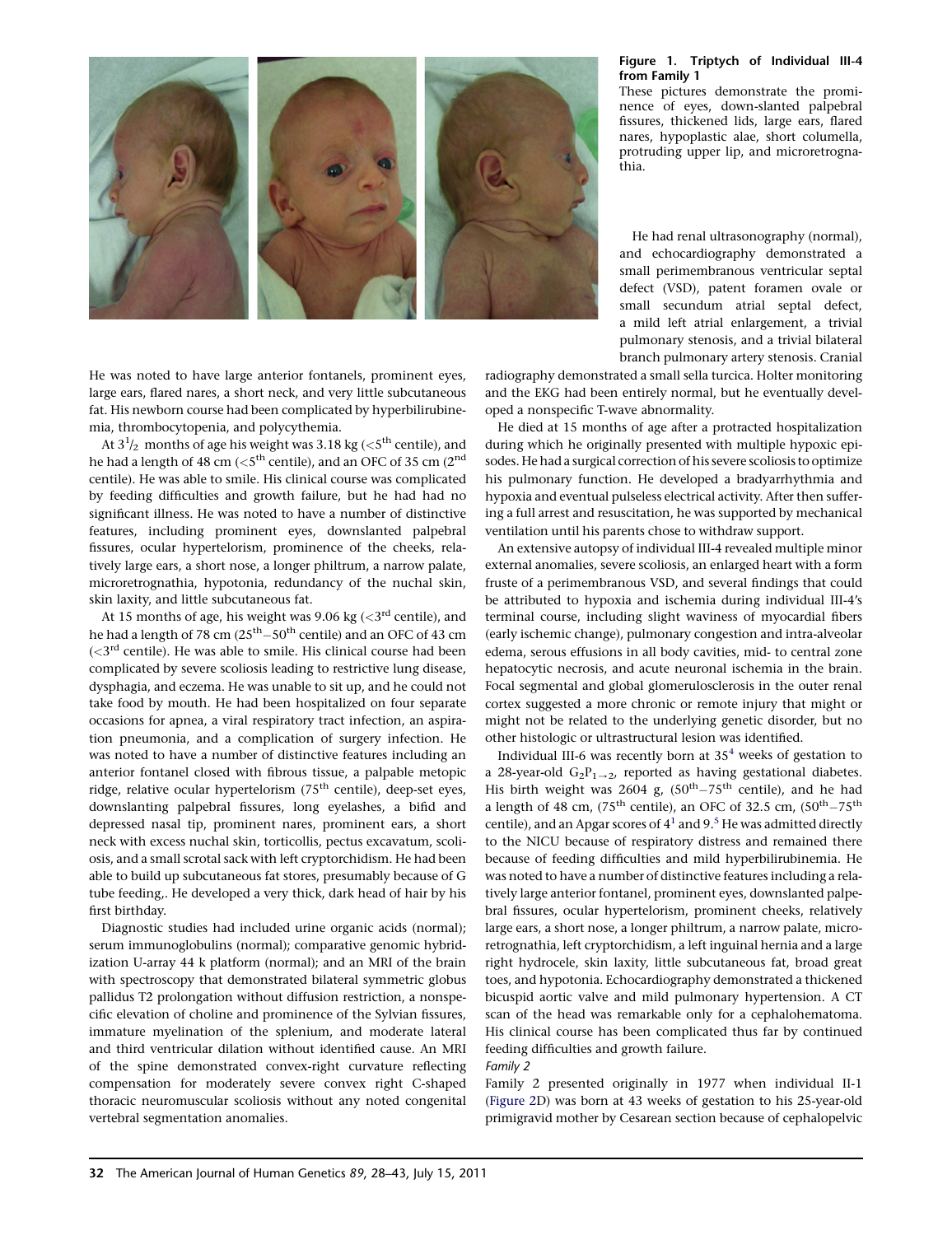**Figure 1. Triptych of Individual III-4 from Family 1**

These pictures demonstrate the prominence of eyes, down-slanted palpebral fissures, thickened lids, large ears, flared nares, hypoplastic alae, short columella, protruding upper lip, and microretrognathia.

He was noted to have large anterior fontanels, prominent eyes, large ears, flared nares, a short neck, and very little subcutaneous fat. His newborn course had been complicated by hyperbilirubinemia, thrombocytopenia, and polycythemia.

At $3^{1}/_{2}$ months of age his weight was 3.18 kg ($<5^{th}$ centile), and he had a length of 48 cm ($<5^{th}$ centile), and an OFC of 35 cm ($2^{nd}$ centile). He was able to smile. His clinical course was complicated by feeding difficulties and growth failure, but he had had no significant illness. He was noted to have a number of distinctive features, including prominent eyes, downslanted palpebral fissures, ocular hypertelorism, prominence of the cheeks, relatively large ears, a short nose, a longer philtrum, a narrow palate, microretrognathia, hypotonia, redundancy of the nuchal skin, skin laxity, and little subcutaneous fat.

At 15 months of age, his weight was 9.06 kg ($<3^{rd}$ centile), and he had a length of 78 cm ($25^{th}-50^{th}$ centile) and an OFC of 43 cm ($<3^{rd}$ centile). He was able to smile. His clinical course had been complicated by severe scoliosis leading to restrictive lung disease, dysphagia, and eczema. He was unable to sit up, and he could not take food by mouth. He had been hospitalized on four separate occasions for apnea, a viral respiratory tract infection, an aspiration pneumonia, and a complication of surgery infection. He was noted to have a number of distinctive features including an anterior fontanel closed with fibrous tissue, a palpable metopic ridge, relative ocular hypertelorism ($75^{th}$ centile), deep-set eyes, downslanting palpebral fissures, long eyelashes, a bifid and depressed nasal tip, prominent nares, prominent ears, a short neck with excess nuchal skin, torticollis, pectus excavatum, scoliosis, and a small scrotal sack with left cryptorchidism. He had been able to build up subcutaneous fat stores, presumably because of G tube feeding,. He developed a very thick, dark head of hair by his first birthday.

Diagnostic studies had included urine organic acids (normal); serum immunoglobulins (normal); comparative genomic hybridization U-array 44 k platform (normal); and an MRI of the brain with spectroscopy that demonstrated bilateral symmetric globus pallidus T2 prolongation without diffusion restriction, a nonspecific elevation of choline and prominence of the Sylvian fissures, immature myelination of the splenium, and moderate lateral and third ventricular dilation without identified cause. An MRI of the spine demonstrated convex-right curvature reflecting compensation for moderately severe convex right C-shaped thoracic neuromuscular scoliosis without any noted congenital vertebral segmentation anomalies.

He had renal ultrasonography (normal), and echocardiography demonstrated a small perimembranous ventricular septal defect (VSD), patent foramen ovale or small secundum atrial septal defect, a mild left atrial enlargement, a trivial pulmonary stenosis, and a trivial bilateral branch pulmonary artery stenosis. Cranial radiography demonstrated a small sella turcica. Holter monitoring and the EKG had been entirely normal, but he eventually developed a nonspecific T-wave abnormality.

He died at 15 months of age after a protracted hospitalization during which he originally presented with multiple hypoxic episodes. He had a surgical correction of his severe scoliosis to optimize his pulmonary function. He developed a bradyarrhythmia and hypoxia and eventual pulseless electrical activity. After then suffering a full arrest and resuscitation, he was supported by mechanical ventilation until his parents chose to withdraw support.

An extensive autopsy of individual III-4 revealed multiple minor external anomalies, severe scoliosis, an enlarged heart with a forme fruste of a perimembranous VSD, and several findings that could be attributed to hypoxia and ischemia during individual III-4's terminal course, including slight waviness of myocardial fibers (early ischemic change), pulmonary congestion and intra-alveolar edema, serous effusions in all body cavities, mid- to central zone hepatocytic necrosis, and acute neuronal ischemia in the brain. Focal segmental and global glomerulosclerosis in the outer renal cortex suggested a more chronic or remote injury that might or might not be related to the underlying genetic disorder, but no other histologic or ultrastructural lesion was identified.

Individual III-6 was recently born at $35^{4}$ weeks of gestation to a 28-year-old $G_2P_{1\rightarrow2}$, reported as having gestational diabetes. His birth weight was 2604 g, ($50^{th}-75^{th}$ centile), and he had a length of 48 cm, ($75^{th}$ centile), an OFC of 32.5 cm, ($50^{th}-75^{th}$ centile), and an Apgar scores of $4^{1}$ and $9.^{5}$ He was admitted directly to the NICU because of respiratory distress and remained there because of feeding difficulties and mild hyperbilirubinemia. He was noted to have a number of distinctive features including a relatively large anterior fontanel, prominent eyes, downslanted palpebral fissures, ocular hypertelorism, prominent cheeks, relatively large ears, a short nose, a longer philtrum, a narrow palate, microretrognathia, left cryptorchidism, a left inguinal hernia and a large right hydrocele, skin laxity, little subcutaneous fat, broad great toes, and hypotonia. Echocardiography demonstrated a thickened bicuspid aortic valve and mild pulmonary hypertension. A CT scan of the head was remarkable only for a cephalohematoma. His clinical course has been complicated thus far by continued feeding difficulties and growth failure.

*Family 2*

Family 2 presented originally in 1977 when individual II-1 (Figure 2D) was born at 43 weeks of gestation to his 25-year-old primigravid mother by Cesarean section because of cephalopelvic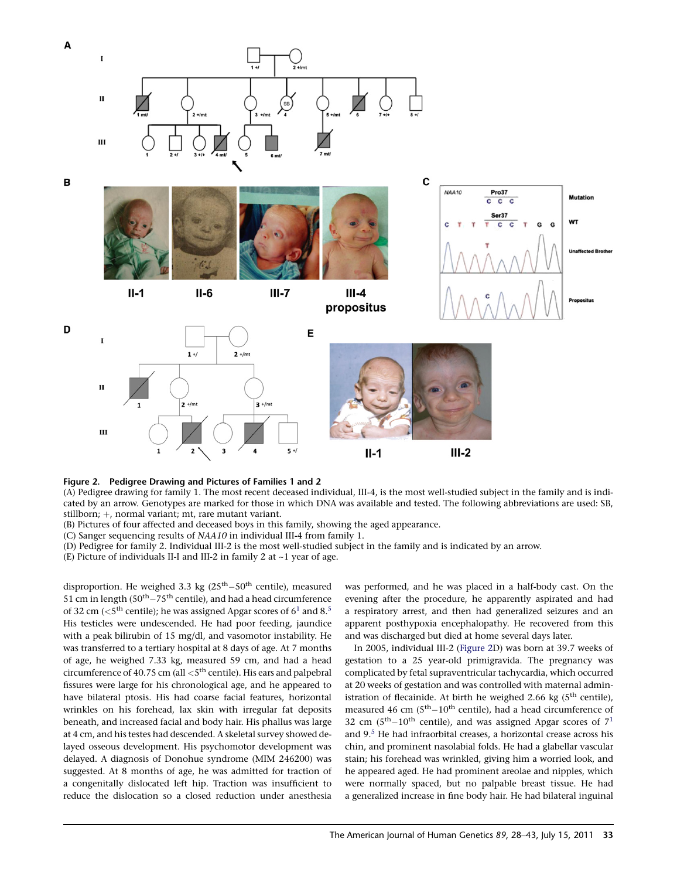**Figure 2. Pedigree Drawing and Pictures of Families 1 and 2**

(A) Pedigree drawing for family 1. The most recent deceased individual, III-4, is the most well-studied subject in the family and is indicated by an arrow. Genotypes are marked for those in which DNA was available and tested. The following abbreviations are used: SB, stillborn; +, normal variant; mt, rare mutant variant.

(B) Pictures of four affected and deceased boys in this family, showing the aged appearance.

(C) Sanger sequencing results of *NAA10* in individual III-4 from family 1.

(D) Pedigree for family 2. Individual III-2 is the most well-studied subject in the family and is indicated by an arrow.

(E) Picture of individuals II-I and III-2 in family 2 at ~1 year of age.

disproportion. He weighed 3.3 kg ($25^{th}-50^{th}$ centile), measured 51 cm in length ($50^{th}-75^{th}$ centile), and had a head circumference of 32 cm ($<5^{th}$ centile); he was assigned Apgar scores of 6[1] and 8.[5] His testicles were undescended. He had poor feeding, jaundice with a peak bilirubin of 15 mg/dl, and vasomotor instability. He was transferred to a tertiary hospital at 8 days of age. At 7 months of age, he weighed 7.33 kg, measured 59 cm, and had a head circumference of 40.75 cm (all $<5^{th}$ centile). His ears and palpebral fissures were large for his chronological age, and he appeared to have bilateral ptosis. His had coarse facial features, horizontal wrinkles on his forehead, lax skin with irregular fat deposits beneath, and increased facial and body hair. His phallus was large at 4 cm, and his testes had descended. A skeletal survey showed delayed osseous development. His psychomotor development was delayed. A diagnosis of Donohue syndrome (MIM 246200) was suggested. At 8 months of age, he was admitted for traction of a congenitally dislocated left hip. Traction was insufficient to reduce the dislocation so a closed reduction under anesthesia was performed, and he was placed in a half-body cast. On the evening after the procedure, he apparently aspirated and had a respiratory arrest, and then had generalized seizures and an apparent posthypoxia encephalopathy. He recovered from this and was discharged but died at home several days later.

In 2005, individual III-2 (Figure 2D) was born at 39.7 weeks of gestation to a 25 year-old primigravida. The pregnancy was complicated by fetal supraventricular tachycardia, which occurred at 20 weeks of gestation and was controlled with maternal administration of flecainide. At birth he weighed 2.66 kg ($5^{th}$ centile), measured 46 cm ($5^{th}-10^{th}$ centile), had a head circumference of 32 cm ($5^{th}-10^{th}$ centile), and was assigned Apgar scores of 7[1] and 9.[5] He had infraorbital creases, a horizontal crease across his chin, and prominent nasolabial folds. He had a glabellar vascular stain; his forehead was wrinkled, giving him a worried look, and he appeared aged. He had prominent areolae and nipples, which were normally spaced, but no palpable breast tissue. He had a generalized increase in fine body hair. He had bilateral inguinal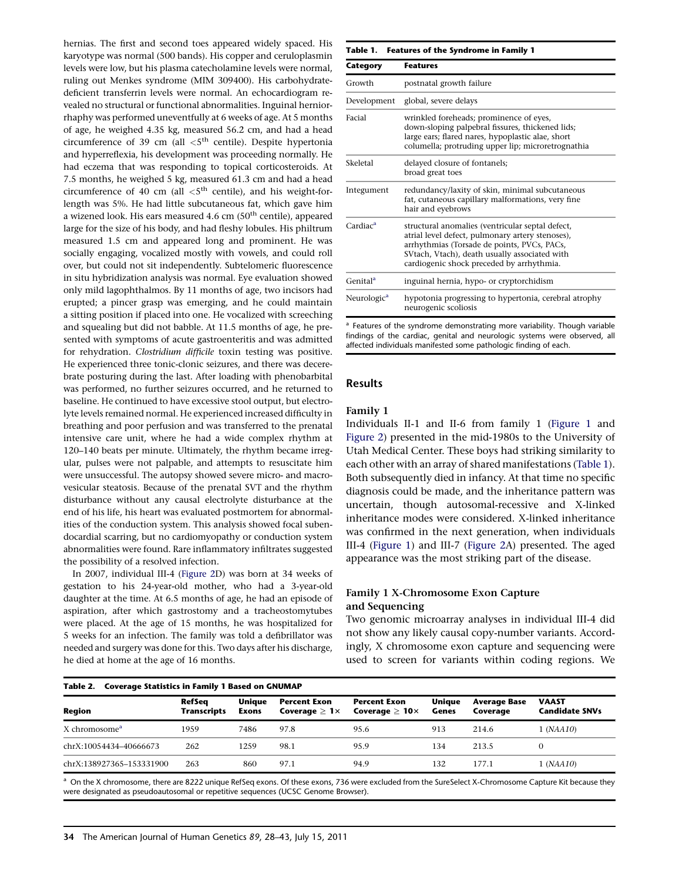hernias. The first and second toes appeared widely spaced. His karyotype was normal (500 bands). His copper and ceruloplasmin levels were low, but his plasma catecholamine levels were normal, ruling out Menkes syndrome (MIM 309400). His carbohydrate-deficient transferrin levels were normal. An echocardiogram revealed no structural or functional abnormalities. Inguinal herniorrhaphy was performed uneventfully at 6 weeks of age. At 5 months of age, he weighed 4.35 kg, measured 56.2 cm, and had a head circumference of 39 cm (all <5[th] centile). Despite hypertonia and hyperreflexia, his development was proceeding normally. He had eczema that was responding to topical corticosteroids. At 7.5 months, he weighed 5 kg, measured 61.3 cm and had a head circumference of 40 cm (all <5[th] centile), and his weight-for-length was 5%. He had little subcutaneous fat, which gave him a wizened look. His ears measured 4.6 cm (50[th] centile), appeared large for the size of his body, and had fleshy lobules. His philtrum measured 1.5 cm and appeared long and prominent. He was socially engaging, vocalized mostly with vowels, and could roll over, but could not sit independently. Subtelomeric fluorescence in situ hybridization analysis was normal. Eye evaluation showed only mild lagophthalmos. By 11 months of age, two incisors had erupted; a pincer grasp was emerging, and he could maintain a sitting position if placed into one. He vocalized with screeching and squealing but did not babble. At 11.5 months of age, he presented with symptoms of acute gastroenteritis and was admitted for rehydration. *Clostridium difficile* toxin testing was positive. He experienced three tonic-clonic seizures, and there was decerebrate posturing during the last. After loading with phenobarbital was performed, no further seizures occurred, and he returned to baseline. He continued to have excessive stool output, but electrolyte levels remained normal. He experienced increased difficulty in breathing and poor perfusion and was transferred to the prenatal intensive care unit, where he had a wide complex rhythm at 120–140 beats per minute. Ultimately, the rhythm became irregular, pulses were not palpable, and attempts to resuscitate him were unsuccessful. The autopsy showed severe micro- and macrovesicular steatosis. Because of the prenatal SVT and the rhythm disturbance without any causal electrolyte disturbance at the end of his life, his heart was evaluated postmortem for abnormalities of the conduction system. This analysis showed focal subendocardial scarring, but no cardiomyopathy or conduction system abnormalities were found. Rare inflammatory infiltrates suggested the possibility of a resolved infection.

In 2007, individual III-4 (Figure 2D) was born at 34 weeks of gestation to his 24-year-old mother, who had a 3-year-old daughter at the time. At 6.5 months of age, he had an episode of aspiration, after which gastrostomy and a tracheostomytubes were placed. At the age of 15 months, he was hospitalized for 5 weeks for an infection. The family was told a defibrillator was needed and surgery was done for this. Two days after his discharge, he died at home at the age of 16 months.

**Table 1. Features of the Syndrome in Family 1**

| Category | Features |
|---|---|
| Growth | postnatal growth failure |
| Development | global, severe delays |
| Facial | wrinkled foreheads; prominence of eyes, down-sloping palpebral fissures, thickened lids; large ears; flared nares, hypoplastic alae, short columella; protruding upper lip; microretrognathia |
| Skeletal | delayed closure of fontanels; broad great toes |
| Integument | redundancy/laxity of skin, minimal subcutaneous fat, cutaneous capillary malformations, very fine hair and eyebrows |
| Cardiac[a] | structural anomalies (ventricular septal defect, atrial level defect, pulmonary artery stenoses), arrhythmias (Torsade de points, PVCs, PACs, SVtach, Vtach), death usually associated with cardiogenic shock preceded by arrhythmia. |
| Genital[a] | inguinal hernia, hypo- or cryptorchidism |
| Neurologic[a] | hypotonia progressing to hypertonia, cerebral atrophy neurogenic scoliosis |

[a] Features of the syndrome demonstrating more variability. Though variable findings of the cardiac, genital and neurologic systems were observed, all affected individuals manifested some pathologic finding of each.

## Results

### Family 1

Individuals II-1 and II-6 from family 1 (Figure 1 and Figure 2) presented in the mid-1980s to the University of Utah Medical Center. These boys had striking similarity to each other with an array of shared manifestations (Table 1). Both subsequently died in infancy. At that time no specific diagnosis could be made, and the inheritance pattern was uncertain, though autosomal-recessive and X-linked inheritance modes were considered. X-linked inheritance was confirmed in the next generation, when individuals III-4 (Figure 1) and III-7 (Figure 2A) presented. The aged appearance was the most striking part of the disease.

### Family 1 X-Chromosome Exon Capture and Sequencing

Two genomic microarray analyses in individual III-4 did not show any likely causal copy-number variants. Accordingly, X chromosome exon capture and sequencing were used to screen for variants within coding regions. We

**Table 2. Coverage Statistics in Family 1 Based on GNUMAP**

| Region | RefSeq Transcripts | Unique Exons | Percent Exon Coverage ≥ 1× | Percent Exon Coverage ≥ 10× | Unique Genes | Average Base Coverage | VAAST Candidate SNVs |
|---|---|---|---|---|---|---|---|
| X chromosome[a] | 1959 | 7486 | 97.8 | 95.6 | 913 | 214.6 | 1 (*NAA10*) |
| chrX:10054434–40666673 | 262 | 1259 | 98.1 | 95.9 | 134 | 213.5 | 0 |
| chrX:138927365–153331900 | 263 | 860 | 97.1 | 94.9 | 132 | 177.1 | 1 (*NAA10*) |

[a] On the X chromosome, there are 8222 unique RefSeq exons. Of these exons, 736 were excluded from the SureSelect X-Chromosome Capture Kit because they were designated as pseudoautosomal or repetitive sequences (UCSC Genome Browser).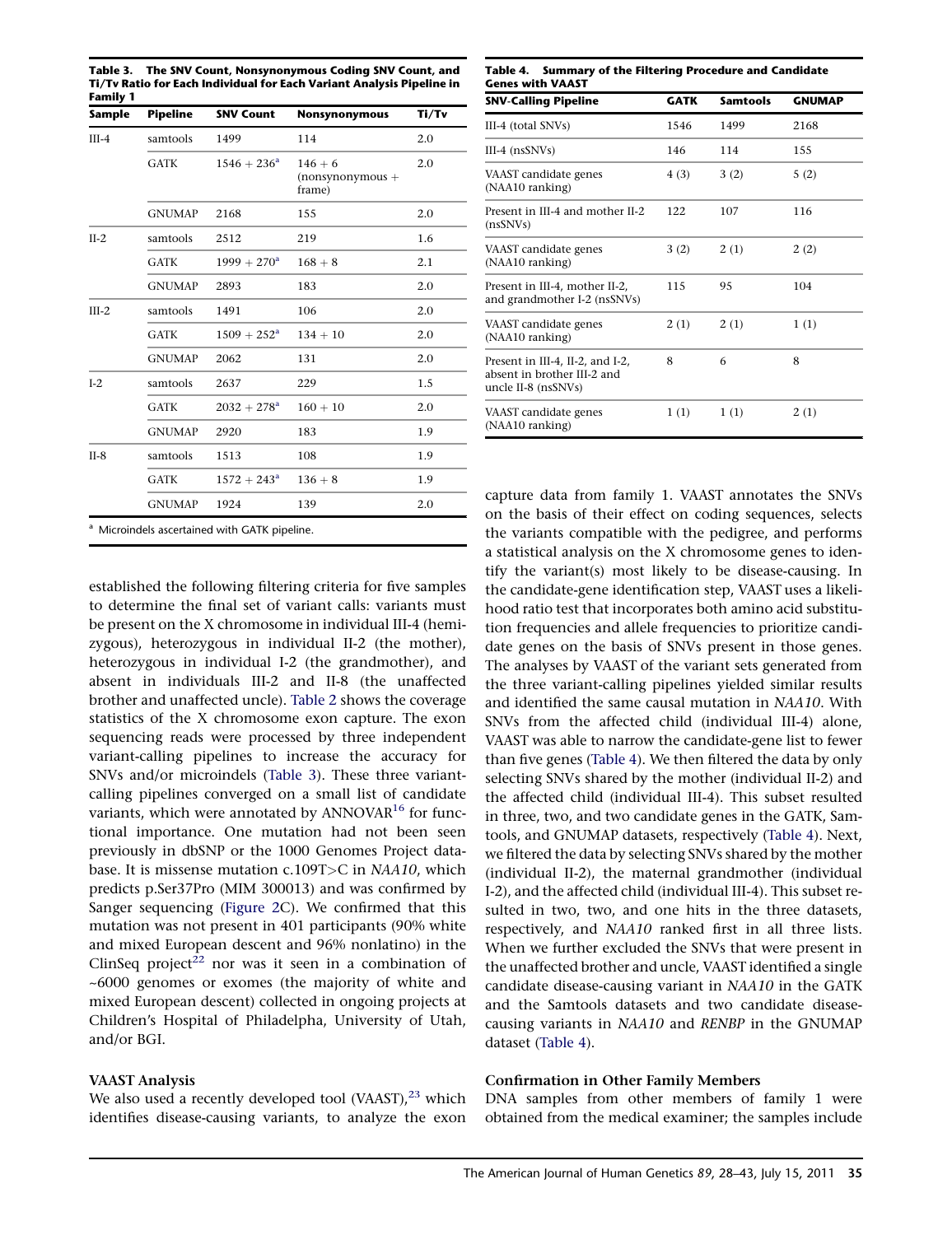**Table 3. The SNV Count, Nonsynonymous Coding SNV Count, and Ti/Tv Ratio for Each Individual for Each Variant Analysis Pipeline in Family 1**

| Sample | Pipeline | SNV Count | Nonsynonymous | Ti/Tv |
|---|---|---|---|---|
| III-4 | samtools | 1499 | 114 | 2.0 |
| | GATK | 1546 + 236[a] | 146 + 6 (nonsynonymous + frame) | 2.0 |
| | GNUMAP | 2168 | 155 | 2.0 |
| II-2 | samtools | 2512 | 219 | 1.6 |
| | GATK | 1999 + 270[a] | 168 + 8 | 2.1 |
| | GNUMAP | 2893 | 183 | 2.0 |
| III-2 | samtools | 1491 | 106 | 2.0 |
| | GATK | 1509 + 252[a] | 134 + 10 | 2.0 |
| | GNUMAP | 2062 | 131 | 2.0 |
| I-2 | samtools | 2637 | 229 | 1.5 |
| | GATK | 2032 + 278[a] | 160 + 10 | 2.0 |
| | GNUMAP | 2920 | 183 | 1.9 |
| II-8 | samtools | 1513 | 108 | 1.9 |
| | GATK | 1572 + 243[a] | 136 + 8 | 1.9 |
| | GNUMAP | 1924 | 139 | 2.0 |

[a] Microindels ascertained with GATK pipeline.

established the following filtering criteria for five samples to determine the final set of variant calls: variants must be present on the X chromosome in individual III-4 (hemizygous), heterozygous in individual II-2 (the mother), heterozygous in individual I-2 (the grandmother), and absent in individuals III-2 and II-8 (the unaffected brother and unaffected uncle). Table 2 shows the coverage statistics of the X chromosome exon capture. The exon sequencing reads were processed by three independent variant-calling pipelines to increase the accuracy for SNVs and/or microindels (Table 3). These three variant-calling pipelines converged on a small list of candidate variants, which were annotated by ANNOVAR[16] for functional importance. One mutation had not been seen previously in dbSNP or the 1000 Genomes Project database. It is missense mutation c.109T>C in *NAA10*, which predicts p.Ser37Pro (MIM 300013) and was confirmed by Sanger sequencing (Figure 2C). We confirmed that this mutation was not present in 401 participants (90% white and mixed European descent and 96% nonlatino) in the ClinSeq project[22] nor was it seen in a combination of ~6000 genomes or exomes (the majority of white and mixed European descent) collected in ongoing projects at Children's Hospital of Philadelpha, University of Utah, and/or BGI.

### VAAST Analysis

We also used a recently developed tool (VAAST),[23] which identifies disease-causing variants, to analyze the exon capture data from family 1. VAAST annotates the SNVs on the basis of their effect on coding sequences, selects the variants compatible with the pedigree, and performs a statistical analysis on the X chromosome genes to identify the variant(s) most likely to be disease-causing. In the candidate-gene identification step, VAAST uses a likelihood ratio test that incorporates both amino acid substitution frequencies and allele frequencies to prioritize candidate genes on the basis of SNVs present in those genes. The analyses by VAAST of the variant sets generated from the three variant-calling pipelines yielded similar results and identified the same causal mutation in *NAA10*. With SNVs from the affected child (individual III-4) alone, VAAST was able to narrow the candidate-gene list to fewer than five genes (Table 4). We then filtered the data by only selecting SNVs shared by the mother (individual II-2) and the affected child (individual III-4). This subset resulted in three, two, and two candidate genes in the GATK, Samtools, and GNUMAP datasets, respectively (Table 4). Next, we filtered the data by selecting SNVs shared by the mother (individual II-2), the maternal grandmother (individual I-2), and the affected child (individual III-4). This subset resulted in two, two, and one hits in the three datasets, respectively, and *NAA10* ranked first in all three lists. When we further excluded the SNVs that were present in the unaffected brother and uncle, VAAST identified a single candidate disease-causing variant in *NAA10* in the GATK and the Samtools datasets and two candidate disease-causing variants in *NAA10* and *RENBP* in the GNUMAP dataset (Table 4).

**Table 4. Summary of the Filtering Procedure and Candidate Genes with VAAST**

| SNV-Calling Pipeline | GATK | Samtools | GNUMAP |
|---|---|---|---|
| III-4 (total SNVs) | 1546 | 1499 | 2168 |
| III-4 (nsSNVs) | 146 | 114 | 155 |
| VAAST candidate genes (NAA10 ranking) | 4 (3) | 3 (2) | 5 (2) |
| Present in III-4 and mother II-2 (nsSNVs) | 122 | 107 | 116 |
| VAAST candidate genes (NAA10 ranking) | 3 (2) | 2 (1) | 2 (2) |
| Present in III-4, mother II-2, and grandmother I-2 (nsSNVs) | 115 | 95 | 104 |
| VAAST candidate genes (NAA10 ranking) | 2 (1) | 2 (1) | 1 (1) |
| Present in III-4, II-2, and I-2, absent in brother III-2 and uncle II-8 (nsSNVs) | 8 | 6 | 8 |
| VAAST candidate genes (NAA10 ranking) | 1 (1) | 1 (1) | 2 (1) |

### Confirmation in Other Family Members

DNA samples from other members of family 1 were obtained from the medical examiner; the samples include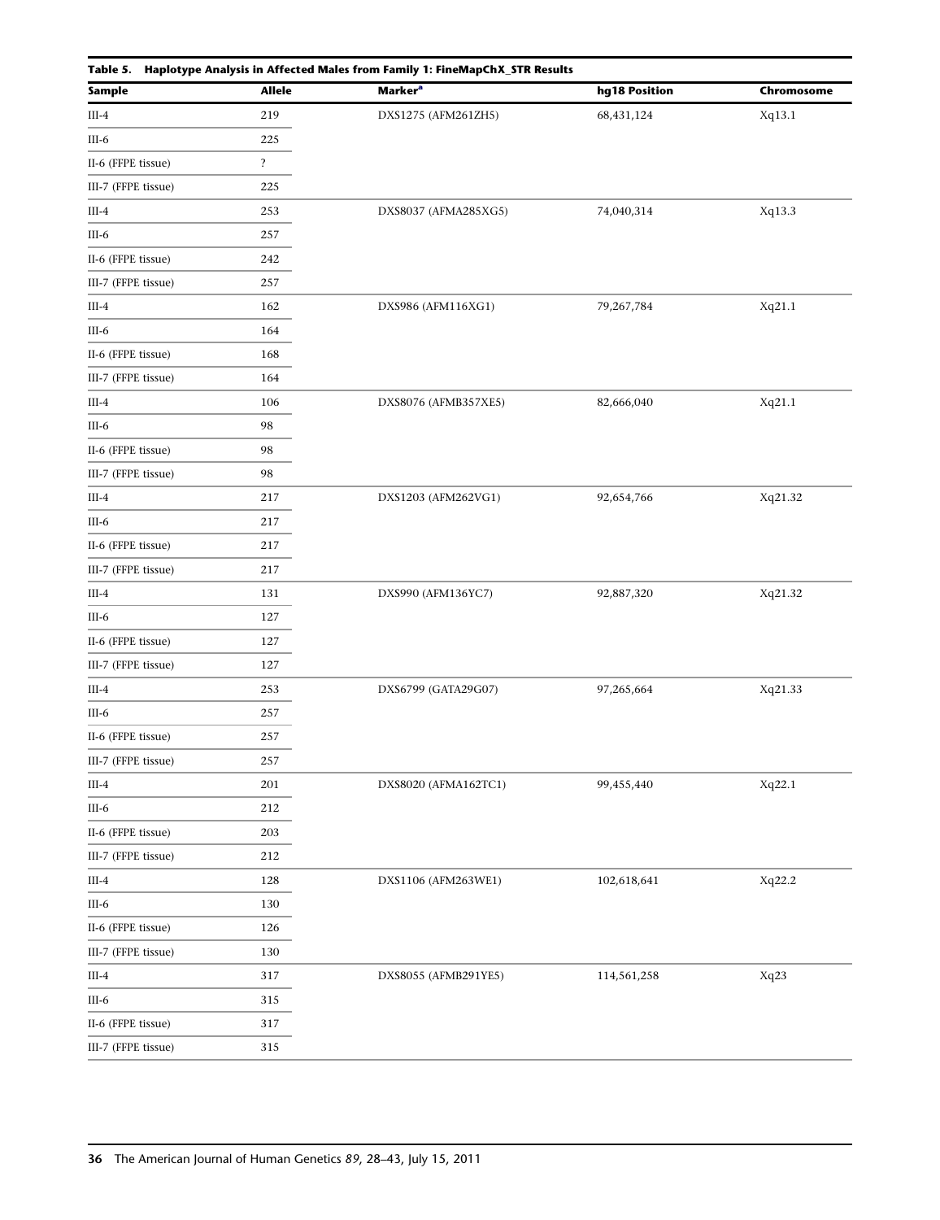**Table 5. Haplotype Analysis in Affected Males from Family 1: FineMapChX_STR Results**

| Sample | Allele | Marker[a] | hg18 Position | Chromosome |
|---|---|---|---|---|
| III-4 | 219 | DXS1275 (AFM261ZH5) | 68,431,124 | Xq13.1 |
| III-6 | 225 | | | |
| II-6 (FFPE tissue) | ? | | | |
| III-7 (FFPE tissue) | 225 | | | |
| III-4 | 253 | DXS8037 (AFMA285XG5) | 74,040,314 | Xq13.3 |
| III-6 | 257 | | | |
| II-6 (FFPE tissue) | 242 | | | |
| III-7 (FFPE tissue) | 257 | | | |
| III-4 | 162 | DXS986 (AFM116XG1) | 79,267,784 | Xq21.1 |
| III-6 | 164 | | | |
| II-6 (FFPE tissue) | 168 | | | |
| III-7 (FFPE tissue) | 164 | | | |
| III-4 | 106 | DXS8076 (AFMB357XE5) | 82,666,040 | Xq21.1 |
| III-6 | 98 | | | |
| II-6 (FFPE tissue) | 98 | | | |
| III-7 (FFPE tissue) | 98 | | | |
| III-4 | 217 | DXS1203 (AFM262VG1) | 92,654,766 | Xq21.32 |
| III-6 | 217 | | | |
| II-6 (FFPE tissue) | 217 | | | |
| III-7 (FFPE tissue) | 217 | | | |
| III-4 | 131 | DXS990 (AFM136YC7) | 92,887,320 | Xq21.32 |
| III-6 | 127 | | | |
| II-6 (FFPE tissue) | 127 | | | |
| III-7 (FFPE tissue) | 127 | | | |
| III-4 | 253 | DXS6799 (GATA29G07) | 97,265,664 | Xq21.33 |
| III-6 | 257 | | | |
| II-6 (FFPE tissue) | 257 | | | |
| III-7 (FFPE tissue) | 257 | | | |
| III-4 | 201 | DXS8020 (AFMA162TC1) | 99,455,440 | Xq22.1 |
| III-6 | 212 | | | |
| II-6 (FFPE tissue) | 203 | | | |
| III-7 (FFPE tissue) | 212 | | | |
| III-4 | 128 | DXS1106 (AFM263WE1) | 102,618,641 | Xq22.2 |
| III-6 | 130 | | | |
| II-6 (FFPE tissue) | 126 | | | |
| III-7 (FFPE tissue) | 130 | | | |
| III-4 | 317 | DXS8055 (AFMB291YE5) | 114,561,258 | Xq23 |
| III-6 | 315 | | | |
| II-6 (FFPE tissue) | 317 | | | |
| III-7 (FFPE tissue) | 315 | | | |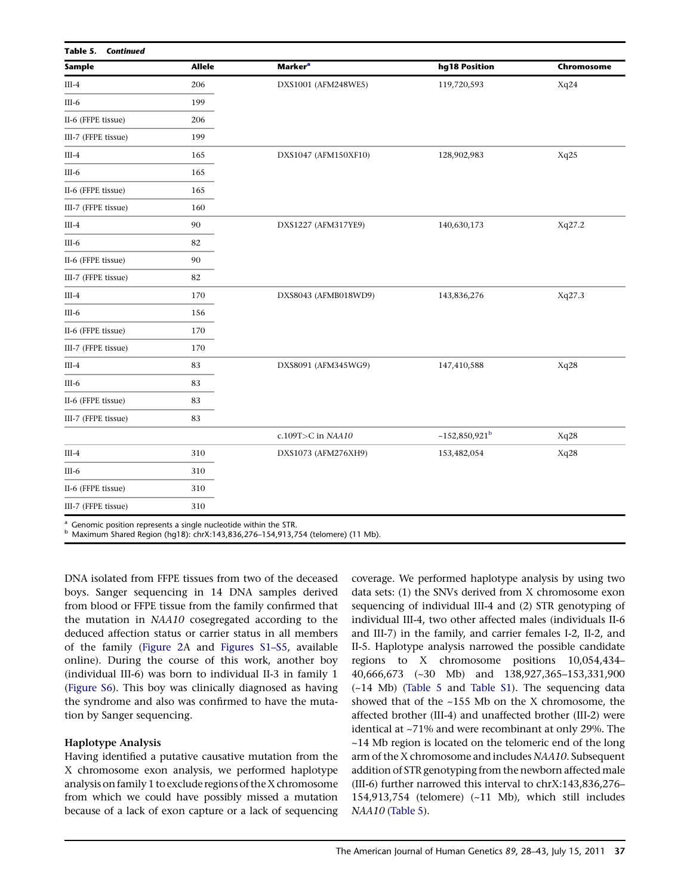**Table 5. Continued**

| Sample | Allele | Marker[a] | hg18 Position | Chromosome |
|---|---|---|---|---|
| III-4 | 206 | DXS1001 (AFM248WE5) | 119,720,593 | Xq24 |
| III-6 | 199 | | | |
| II-6 (FFPE tissue) | 206 | | | |
| III-7 (FFPE tissue) | 199 | | | |
| III-4 | 165 | DXS1047 (AFM150XF10) | 128,902,983 | Xq25 |
| III-6 | 165 | | | |
| II-6 (FFPE tissue) | 165 | | | |
| III-7 (FFPE tissue) | 160 | | | |
| III-4 | 90 | DXS1227 (AFM317YE9) | 140,630,173 | Xq27.2 |
| III-6 | 82 | | | |
| II-6 (FFPE tissue) | 90 | | | |
| III-7 (FFPE tissue) | 82 | | | |
| III-4 | 170 | DXS8043 (AFMB018WD9) | 143,836,276 | Xq27.3 |
| III-6 | 156 | | | |
| II-6 (FFPE tissue) | 170 | | | |
| III-7 (FFPE tissue) | 170 | | | |
| III-4 | 83 | DXS8091 (AFM345WG9) | 147,410,588 | Xq28 |
| III-6 | 83 | | | |
| II-6 (FFPE tissue) | 83 | | | |
| III-7 (FFPE tissue) | 83 | | | |
| | | c.109T>C in *NAA10* | ~152,850,921[b] | Xq28 |
| III-4 | 310 | DXS1073 (AFM276XH9) | 153,482,054 | Xq28 |
| III-6 | 310 | | | |
| II-6 (FFPE tissue) | 310 | | | |
| III-7 (FFPE tissue) | 310 | | | |

[a] Genomic position represents a single nucleotide within the STR.
[b] Maximum Shared Region (hg18): chrX:143,836,276–154,913,754 (telomere) (11 Mb).

DNA isolated from FFPE tissues from two of the deceased boys. Sanger sequencing in 14 DNA samples derived from blood or FFPE tissue from the family confirmed that the mutation in *NAA10* cosegregated according to the deduced affection status or carrier status in all members of the family (Figure 2A and Figures S1–S5, available online). During the course of this work, another boy (individual III-6) was born to individual II-3 in family 1 (Figure S6). This boy was clinically diagnosed as having the syndrome and also was confirmed to have the mutation by Sanger sequencing.

### Haplotype Analysis

Having identified a putative causative mutation from the X chromosome exon analysis, we performed haplotype analysis on family 1 to exclude regions of the X chromosome from which we could have possibly missed a mutation because of a lack of exon capture or a lack of sequencing coverage. We performed haplotype analysis by using two data sets: (1) the SNVs derived from X chromosome exon sequencing of individual III-4 and (2) STR genotyping of individual III-4, two other affected males (individuals II-6 and III-7) in the family, and carrier females I-2, II-2, and II-5. Haplotype analysis narrowed the possible candidate regions to X chromosome positions 10,054,434–40,666,673 (~30 Mb) and 138,927,365–153,331,900 (~14 Mb) (Table 5 and Table S1). The sequencing data showed that of the ~155 Mb on the X chromosome, the affected brother (III-4) and unaffected brother (III-2) were identical at ~71% and were recombinant at only 29%. The ~14 Mb region is located on the telomeric end of the long arm of the X chromosome and includes *NAA10*. Subsequent addition of STR genotyping from the newborn affected male (III-6) further narrowed this interval to chrX:143,836,276–154,913,754 (telomere) (~11 Mb), which still includes *NAA10* (Table 5).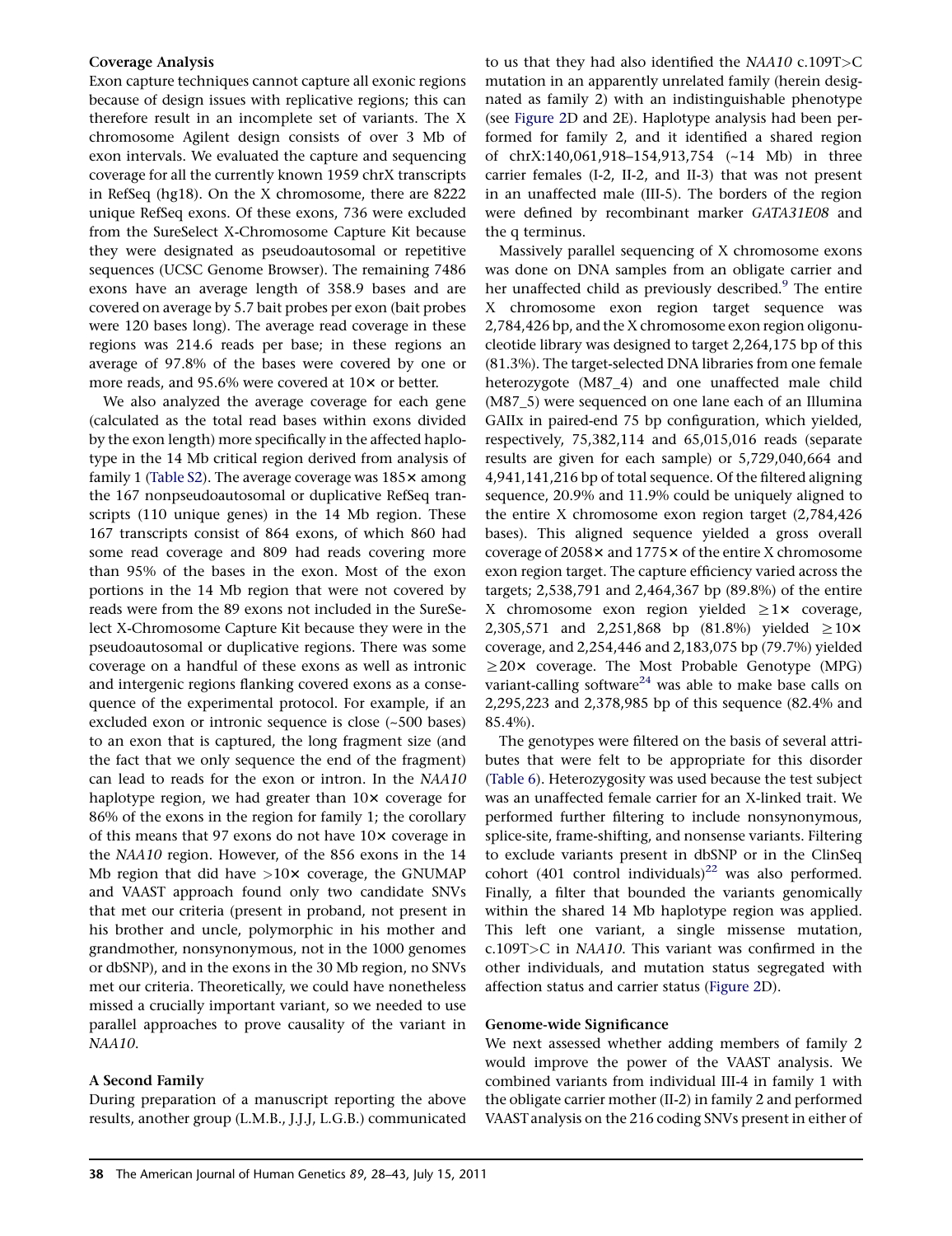### Coverage Analysis

Exon capture techniques cannot capture all exonic regions because of design issues with replicative regions; this can therefore result in an incomplete set of variants. The X chromosome Agilent design consists of over 3 Mb of exon intervals. We evaluated the capture and sequencing coverage for all the currently known 1959 chrX transcripts in RefSeq (hg18). On the X chromosome, there are 8222 unique RefSeq exons. Of these exons, 736 were excluded from the SureSelect X-Chromosome Capture Kit because they were designated as pseudoautosomal or repetitive sequences (UCSC Genome Browser). The remaining 7486 exons have an average length of 358.9 bases and are covered on average by 5.7 bait probes per exon (bait probes were 120 bases long). The average read coverage in these regions was 214.6 reads per base; in these regions an average of 97.8% of the bases were covered by one or more reads, and 95.6% were covered at 10× or better.

We also analyzed the average coverage for each gene (calculated as the total read bases within exons divided by the exon length) more specifically in the affected haplotype in the 14 Mb critical region derived from analysis of family 1 (Table S2). The average coverage was 185× among the 167 nonpseudoautosomal or duplicative RefSeq transcripts (110 unique genes) in the 14 Mb region. These 167 transcripts consist of 864 exons, of which 860 had some read coverage and 809 had reads covering more than 95% of the bases in the exon. Most of the exon portions in the 14 Mb region that were not covered by reads were from the 89 exons not included in the SureSelect X-Chromosome Capture Kit because they were in the pseudoautosomal or duplicative regions. There was some coverage on a handful of these exons as well as intronic and intergenic regions flanking covered exons as a consequence of the experimental protocol. For example, if an excluded exon or intronic sequence is close (~500 bases) to an exon that is captured, the long fragment size (and the fact that we only sequence the end of the fragment) can lead to reads for the exon or intron. In the *NAA10* haplotype region, we had greater than 10× coverage for 86% of the exons in the region for family 1; the corollary of this means that 97 exons do not have 10× coverage in the *NAA10* region. However, of the 856 exons in the 14 Mb region that did have >10× coverage, the GNUMAP and VAAST approach found only two candidate SNVs that met our criteria (present in proband, not present in his brother and uncle, polymorphic in his mother and grandmother, nonsynonymous, not in the 1000 genomes or dbSNP), and in the exons in the 30 Mb region, no SNVs met our criteria. Theoretically, we could have nonetheless missed a crucially important variant, so we needed to use parallel approaches to prove causality of the variant in *NAA10*.

### A Second Family

During preparation of a manuscript reporting the above results, another group (L.M.B., J.J.J, L.G.B.) communicated to us that they had also identified the *NAA10* c.109T>C mutation in an apparently unrelated family (herein designated as family 2) with an indistinguishable phenotype (see Figure 2D and 2E). Haplotype analysis had been performed for family 2, and it identified a shared region of chrX:140,061,918–154,913,754 (~14 Mb) in three carrier females (I-2, II-2, and II-3) that was not present in an unaffected male (III-5). The borders of the region were defined by recombinant marker *GATA31E08* and the q terminus.

Massively parallel sequencing of X chromosome exons was done on DNA samples from an obligate carrier and her unaffected child as previously described.[9] The entire X chromosome exon region target sequence was 2,784,426 bp, and the X chromosome exon region oligonucleotide library was designed to target 2,264,175 bp of this (81.3%). The target-selected DNA libraries from one female heterozygote (M87_4) and one unaffected male child (M87_5) were sequenced on one lane each of an Illumina GAIIx in paired-end 75 bp configuration, which yielded, respectively, 75,382,114 and 65,015,016 reads (separate results are given for each sample) or 5,729,040,664 and 4,941,141,216 bp of total sequence. Of the filtered aligning sequence, 20.9% and 11.9% could be uniquely aligned to the entire X chromosome exon region target (2,784,426 bases). This aligned sequence yielded a gross overall coverage of 2058× and 1775× of the entire X chromosome exon region target. The capture efficiency varied across the targets; 2,538,791 and 2,464,367 bp (89.8%) of the entire X chromosome exon region yielded ≥1× coverage, 2,305,571 and 2,251,868 bp (81.8%) yielded ≥10× coverage, and 2,254,446 and 2,183,075 bp (79.7%) yielded ≥20× coverage. The Most Probable Genotype (MPG) variant-calling software[24] was able to make base calls on 2,295,223 and 2,378,985 bp of this sequence (82.4% and 85.4%).

The genotypes were filtered on the basis of several attributes that were felt to be appropriate for this disorder (Table 6). Heterozygosity was used because the test subject was an unaffected female carrier for an X-linked trait. We performed further filtering to include nonsynonymous, splice-site, frame-shifting, and nonsense variants. Filtering to exclude variants present in dbSNP or in the ClinSeq cohort (401 control individuals)[22] was also performed. Finally, a filter that bounded the variants genomically within the shared 14 Mb haplotype region was applied. This left one variant, a single missense mutation, c.109T>C in *NAA10*. This variant was confirmed in the other individuals, and mutation status segregated with affection status and carrier status (Figure 2D).

### Genome-wide Significance

We next assessed whether adding members of family 2 would improve the power of the VAAST analysis. We combined variants from individual III-4 in family 1 with the obligate carrier mother (II-2) in family 2 and performed VAAST analysis on the 216 coding SNVs present in either of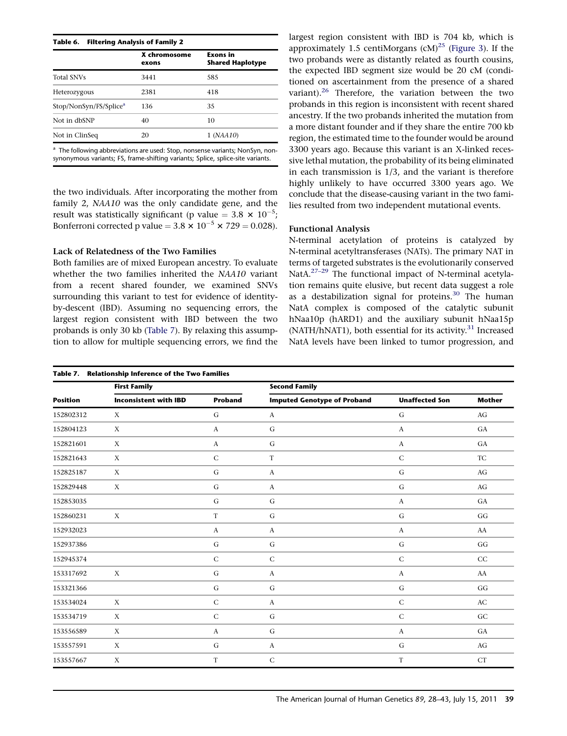**Table 6. Filtering Analysis of Family 2**

| | X chromosome exons | Exons in Shared Haplotype |
|---|---|---|
| Total SNVs | 3441 | 585 |
| Heterozygous | 2381 | 418 |
| Stop/NonSyn/FS/Splice[a] | 136 | 35 |
| Not in dbSNP | 40 | 10 |
| Not in ClinSeq | 20 | 1 (*NAA10*) |

[a] The following abbreviations are used: Stop, nonsense variants; NonSyn, nonsynonymous variants; FS, frame-shifting variants; Splice, splice-site variants.

the two individuals. After incorporating the mother from family 2, *NAA10* was the only candidate gene, and the result was statistically significant (p value $= 3.8 \times 10^{-5}$; Bonferroni corrected p value $= 3.8 \times 10^{-5} \times 729 = 0.028$).

### Lack of Relatedness of the Two Families

Both families are of mixed European ancestry. To evaluate whether the two families inherited the *NAA10* variant from a recent shared founder, we examined SNVs surrounding this variant to test for evidence of identity-by-descent (IBD). Assuming no sequencing errors, the largest region consistent with IBD between the two probands is only 30 kb (Table 7). By relaxing this assumption to allow for multiple sequencing errors, we find the largest region consistent with IBD is 704 kb, which is approximately 1.5 centiMorgans (cM)[25] (Figure 3). If the two probands were as distantly related as fourth cousins, the expected IBD segment size would be 20 cM (conditioned on ascertainment from the presence of a shared variant).[26] Therefore, the variation between the two probands in this region is inconsistent with recent shared ancestry. If the two probands inherited the mutation from a more distant founder and if they share the entire 700 kb region, the estimated time to the founder would be around 3300 years ago. Because this variant is an X-linked recessive lethal mutation, the probability of its being eliminated in each transmission is 1/3, and the variant is therefore highly unlikely to have occurred 3300 years ago. We conclude that the disease-causing variant in the two families resulted from two independent mutational events.

### Functional Analysis

N-terminal acetylation of proteins is catalyzed by N-terminal acetyltransferases (NATs). The primary NAT in terms of targeted substrates is the evolutionarily conserved NatA.[27–29] The functional impact of N-terminal acetylation remains quite elusive, but recent data suggest a role as a destabilization signal for proteins.[30] The human NatA complex is composed of the catalytic subunit hNaa10p (hARD1) and the auxiliary subunit hNaa15p (NATH/hNAT1), both essential for its activity.[31] Increased NatA levels have been linked to tumor progression, and

**Table 7. Relationship Inference of the Two Families**

| | First Family | | Second Family | | |
|---|---|---|---|---|---|
| Position | Inconsistent with IBD | Proband | Imputed Genotype of Proband | Unaffected Son | Mother |
| 152802312 | X | G | A | G | AG |
| 152804123 | X | A | G | A | GA |
| 152821601 | X | A | G | A | GA |
| 152821643 | X | C | T | C | TC |
| 152825187 | X | G | A | G | AG |
| 152829448 | X | G | A | G | AG |
| 152853035 | | G | G | A | GA |
| 152860231 | X | T | G | G | GG |
| 152932023 | | A | A | A | AA |
| 152937386 | | G | G | G | GG |
| 152945374 | | C | C | C | CC |
| 153317692 | X | G | A | A | AA |
| 153321366 | | G | G | G | GG |
| 153534024 | X | C | A | C | AC |
| 153534719 | X | C | G | C | GC |
| 153556589 | X | A | G | A | GA |
| 153557591 | X | G | A | G | AG |
| 153557667 | X | T | C | T | CT |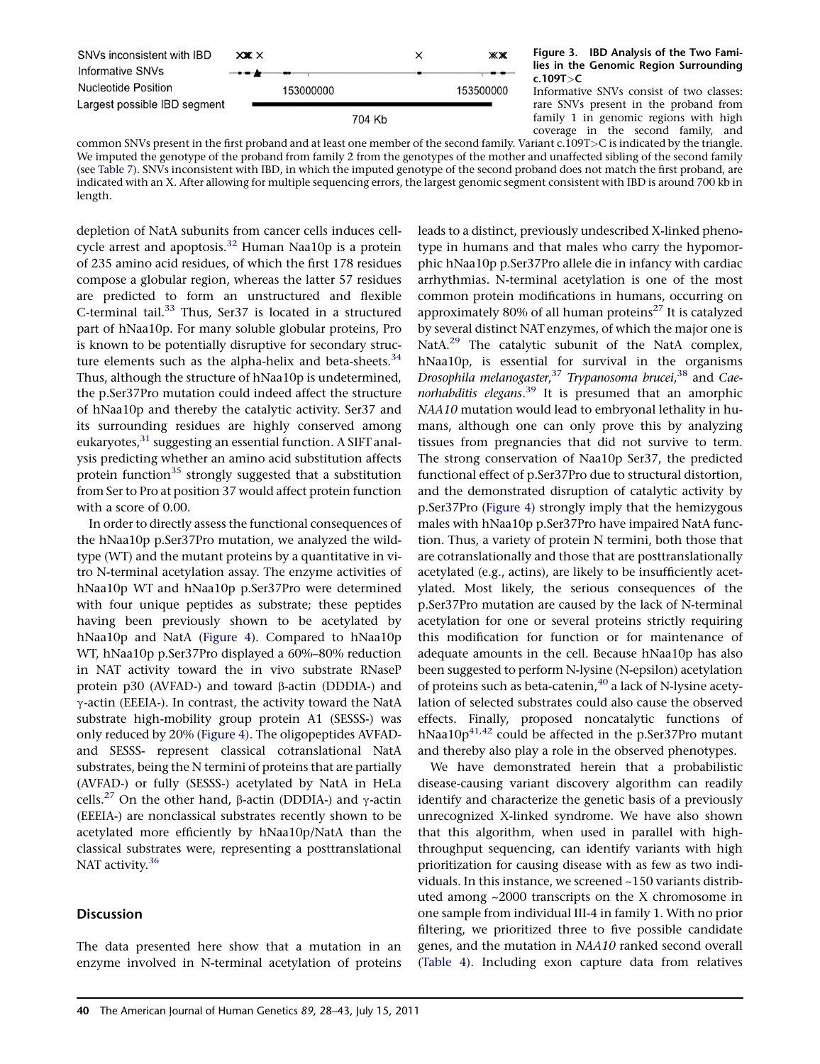SNVs inconsistent with IBD
Informative SNVs
Nucleotide Position
Largest possible IBD segment

153000000 153500000

704 Kb

**Figure 3. IBD Analysis of the Two Families in the Genomic Region Surrounding c.109T>C**

Informative SNVs consist of two classes: rare SNVs present in the proband from family 1 in genomic regions with high coverage in the second family, and common SNVs present in the first proband and at least one member of the second family. Variant c.109T>C is indicated by the triangle. We imputed the genotype of the proband from family 2 from the genotypes of the mother and unaffected sibling of the second family (see Table 7). SNVs inconsistent with IBD, in which the imputed genotype of the second proband does not match the first proband, are indicated with an X. After allowing for multiple sequencing errors, the largest genomic segment consistent with IBD is around 700 kb in length.

depletion of NatA subunits from cancer cells induces cell-cycle arrest and apoptosis.[32] Human Naa10p is a protein of 235 amino acid residues, of which the first 178 residues compose a globular region, whereas the latter 57 residues are predicted to form an unstructured and flexible C-terminal tail.[33] Thus, Ser37 is located in a structured part of hNaa10p. For many soluble globular proteins, Pro is known to be potentially disruptive for secondary structure elements such as the alpha-helix and beta-sheets.[34] Thus, although the structure of hNaa10p is undetermined, the p.Ser37Pro mutation could indeed affect the structure of hNaa10p and thereby the catalytic activity. Ser37 and its surrounding residues are highly conserved among eukaryotes,[31] suggesting an essential function. A SIFT analysis predicting whether an amino acid substitution affects protein function[35] strongly suggested that a substitution from Ser to Pro at position 37 would affect protein function with a score of 0.00.

In order to directly assess the functional consequences of the hNaa10p p.Ser37Pro mutation, we analyzed the wild-type (WT) and the mutant proteins by a quantitative in vitro N-terminal acetylation assay. The enzyme activities of hNaa10p WT and hNaa10p p.Ser37Pro were determined with four unique peptides as substrate; these peptides having been previously shown to be acetylated by hNaa10p and NatA (Figure 4). Compared to hNaa10p WT, hNaa10p p.Ser37Pro displayed a 60%–80% reduction in NAT activity toward the in vivo substrate RNaseP protein p30 (AVFAD-) and toward β-actin (DDDIA-) and γ-actin (EEEIA-). In contrast, the activity toward the NatA substrate high-mobility group protein A1 (SESSS-) was only reduced by 20% (Figure 4). The oligopeptides AVFAD- and SESSS- represent classical cotranslational NatA substrates, being the N termini of proteins that are partially (AVFAD-) or fully (SESSS-) acetylated by NatA in HeLa cells.[27] On the other hand, β-actin (DDDIA-) and γ-actin (EEEIA-) are nonclassical substrates recently shown to be acetylated more efficiently by hNaa10p/NatA than the classical substrates were, representing a posttranslational NAT activity.[36]

## Discussion

The data presented here show that a mutation in an enzyme involved in N-terminal acetylation of proteins leads to a distinct, previously undescribed X-linked phenotype in humans and that males who carry the hypomorphic hNaa10p p.Ser37Pro allele die in infancy with cardiac arrhythmias. N-terminal acetylation is one of the most common protein modifications in humans, occurring on approximately 80% of all human proteins[27] It is catalyzed by several distinct NAT enzymes, of which the major one is NatA.[29] The catalytic subunit of the NatA complex, hNaa10p, is essential for survival in the organisms *Drosophila melanogaster*,[37] *Trypanosoma brucei*,[38] and *Caenorhabditis elegans*.[39] It is presumed that an amorphic *NAA10* mutation would lead to embryonal lethality in humans, although one can only prove this by analyzing tissues from pregnancies that did not survive to term. The strong conservation of Naa10p Ser37, the predicted functional effect of p.Ser37Pro due to structural distortion, and the demonstrated disruption of catalytic activity by p.Ser37Pro (Figure 4) strongly imply that the hemizygous males with hNaa10p p.Ser37Pro have impaired NatA function. Thus, a variety of protein N termini, both those that are cotranslationally and those that are posttranslationally acetylated (e.g., actins), are likely to be insufficiently acetylated. Most likely, the serious consequences of the p.Ser37Pro mutation are caused by the lack of N-terminal acetylation for one or several proteins strictly requiring this modification for function or for maintenance of adequate amounts in the cell. Because hNaa10p has also been suggested to perform N-lysine (N-epsilon) acetylation of proteins such as beta-catenin,[40] a lack of N-lysine acetylation of selected substrates could also cause the observed effects. Finally, proposed noncatalytic functions of hNaa10p[41,42] could be affected in the p.Ser37Pro mutant and thereby also play a role in the observed phenotypes.

We have demonstrated herein that a probabilistic disease-causing variant discovery algorithm can readily identify and characterize the genetic basis of a previously unrecognized X-linked syndrome. We have also shown that this algorithm, when used in parallel with high-throughput sequencing, can identify variants with high prioritization for causing disease with as few as two individuals. In this instance, we screened ~150 variants distributed among ~2000 transcripts on the X chromosome in one sample from individual III-4 in family 1. With no prior filtering, we prioritized three to five possible candidate genes, and the mutation in *NAA10* ranked second overall (Table 4). Including exon capture data from relatives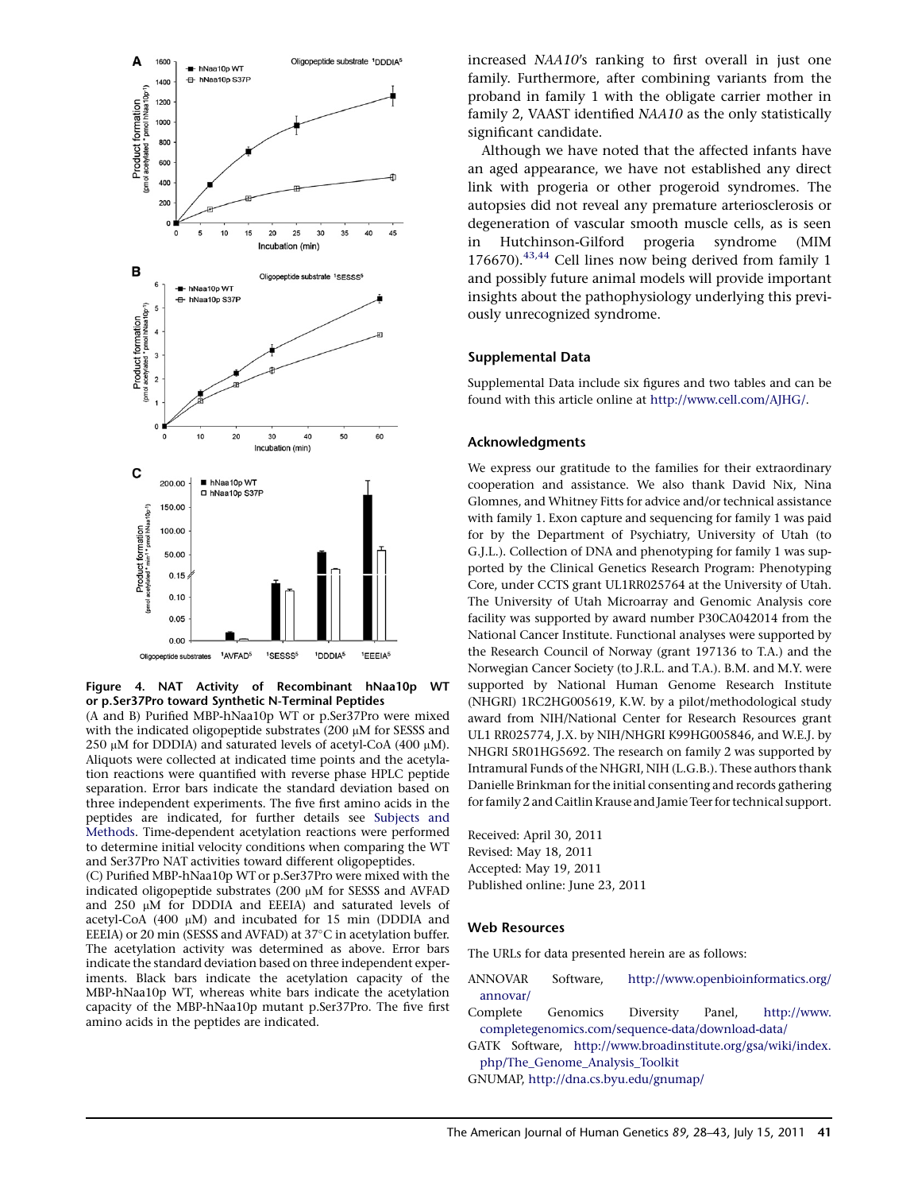**Figure 4. NAT Activity of Recombinant hNaa10p WT or p.Ser37Pro toward Synthetic N-Terminal Peptides**

(A and B) Purified MBP-hNaa10p WT or p.Ser37Pro were mixed with the indicated oligopeptide substrates (200 μM for SESSS and 250 μM for DDDIA) and saturated levels of acetyl-CoA (400 μM). Aliquots were collected at indicated time points and the acetylation reactions were quantified with reverse phase HPLC peptide separation. Error bars indicate the standard deviation based on three independent experiments. The five first amino acids in the peptides are indicated, for further details see Subjects and Methods. Time-dependent acetylation reactions were performed to determine initial velocity conditions when comparing the WT and Ser37Pro NAT activities toward different oligopeptides.

(C) Purified MBP-hNaa10p WT or p.Ser37Pro were mixed with the indicated oligopeptide substrates (200 μM for SESSS and AVFAD and 250 μM for DDDIA and EEEIA) and saturated levels of acetyl-CoA (400 μM) and incubated for 15 min (DDDIA and EEEIA) or 20 min (SESSS and AVFAD) at 37°C in acetylation buffer. The acetylation activity was determined as above. Error bars indicate the standard deviation based on three independent experiments. Black bars indicate the acetylation capacity of the MBP-hNaa10p WT, whereas white bars indicate the acetylation capacity of the MBP-hNaa10p mutant p.Ser37Pro. The five first amino acids in the peptides are indicated.

increased *NAA10*'s ranking to first overall in just one family. Furthermore, after combining variants from the proband in family 1 with the obligate carrier mother in family 2, VAAST identified *NAA10* as the only statistically significant candidate.

Although we have noted that the affected infants have an aged appearance, we have not established any direct link with progeria or other progeroid syndromes. The autopsies did not reveal any premature arteriosclerosis or degeneration of vascular smooth muscle cells, as is seen in Hutchinson-Gilford progeria syndrome (MIM 176670).[43,44] Cell lines now being derived from family 1 and possibly future animal models will provide important insights about the pathophysiology underlying this previously unrecognized syndrome.

## Supplemental Data

Supplemental Data include six figures and two tables and can be found with this article online at http://www.cell.com/AJHG/.

## Acknowledgments

We express our gratitude to the families for their extraordinary cooperation and assistance. We also thank David Nix, Nina Glomnes, and Whitney Fitts for advice and/or technical assistance with family 1. Exon capture and sequencing for family 1 was paid for by the Department of Psychiatry, University of Utah (to G.J.L.). Collection of DNA and phenotyping for family 1 was supported by the Clinical Genetics Research Program: Phenotyping Core, under CCTS grant UL1RR025764 at the University of Utah. The University of Utah Microarray and Genomic Analysis core facility was supported by award number P30CA042014 from the National Cancer Institute. Functional analyses were supported by the Research Council of Norway (grant 197136 to T.A.) and the Norwegian Cancer Society (to J.R.L. and T.A.). B.M. and M.Y. were supported by National Human Genome Research Institute (NHGRI) 1RC2HG005619, K.W. by a pilot/methodological study award from NIH/National Center for Research Resources grant UL1 RR025774, J.X. by NIH/NHGRI K99HG005846, and W.E.J. by NHGRI 5R01HG5692. The research on family 2 was supported by Intramural Funds of the NHGRI, NIH (L.G.B.). These authors thank Danielle Brinkman for the initial consenting and records gathering for family 2 and Caitlin Krause and Jamie Teer for technical support.

Received: April 30, 2011
Revised: May 18, 2011
Accepted: May 19, 2011
Published online: June 23, 2011

## Web Resources

The URLs for data presented herein are as follows:

ANNOVAR Software, http://www.openbioinformatics.org/annovar/

Complete Genomics Diversity Panel, http://www.completegenomics.com/sequence-data/download-data/

GATK Software, http://www.broadinstitute.org/gsa/wiki/index.php/The_Genome_Analysis_Toolkit

GNUMAP, http://dna.cs.byu.edu/gnumap/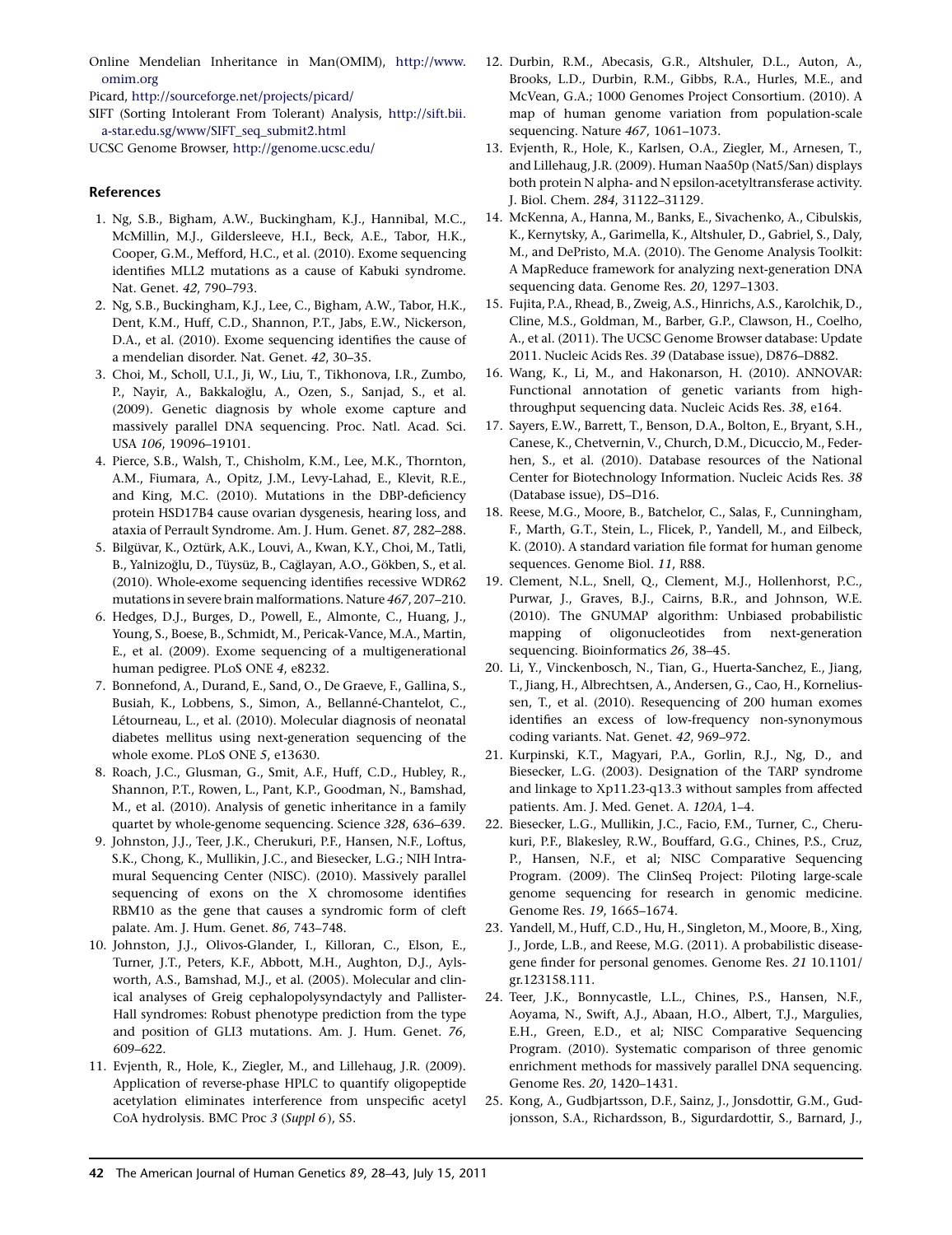Online Mendelian Inheritance in Man(OMIM), http://www.omim.org

Picard, http://sourceforge.net/projects/picard/

SIFT (Sorting Intolerant From Tolerant) Analysis, http://sift.bii.a-star.edu.sg/www/SIFT_seq_submit2.html

UCSC Genome Browser, http://genome.ucsc.edu/

## References

1. Ng, S.B., Bigham, A.W., Buckingham, K.J., Hannibal, M.C., McMillin, M.J., Gildersleeve, H.I., Beck, A.E., Tabor, H.K., Cooper, G.M., Mefford, H.C., et al. (2010). Exome sequencing identifies MLL2 mutations as a cause of Kabuki syndrome. Nat. Genet. *42*, 790–793.
2. Ng, S.B., Buckingham, K.J., Lee, C., Bigham, A.W., Tabor, H.K., Dent, K.M., Huff, C.D., Shannon, P.T., Jabs, E.W., Nickerson, D.A., et al. (2010). Exome sequencing identifies the cause of a mendelian disorder. Nat. Genet. *42*, 30–35.
3. Choi, M., Scholl, U.I., Ji, W., Liu, T., Tikhonova, I.R., Zumbo, P., Nayir, A., Bakkaloğlu, A., Ozen, S., Sanjad, S., et al. (2009). Genetic diagnosis by whole exome capture and massively parallel DNA sequencing. Proc. Natl. Acad. Sci. USA *106*, 19096–19101.
4. Pierce, S.B., Walsh, T., Chisholm, K.M., Lee, M.K., Thornton, A.M., Fiumara, A., Opitz, J.M., Levy-Lahad, E., Klevit, R.E., and King, M.C. (2010). Mutations in the DBP-deficiency protein HSD17B4 cause ovarian dysgenesis, hearing loss, and ataxia of Perrault Syndrome. Am. J. Hum. Genet. *87*, 282–288.
5. Bilgüvar, K., Oztürk, A.K., Louvi, A., Kwan, K.Y., Choi, M., Tatli, B., Yalnizoğlu, D., Tüysüz, B., Cağlayan, A.O., Gökben, S., et al. (2010). Whole-exome sequencing identifies recessive WDR62 mutations in severe brain malformations. Nature *467*, 207–210.
6. Hedges, D.J., Burges, D., Powell, E., Almonte, C., Huang, J., Young, S., Boese, B., Schmidt, M., Pericak-Vance, M.A., Martin, E., et al. (2009). Exome sequencing of a multigenerational human pedigree. PLoS ONE *4*, e8232.
7. Bonnefond, A., Durand, E., Sand, O., De Graeve, F., Gallina, S., Busiah, K., Lobbens, S., Simon, A., Bellanné-Chantelot, C., Létourneau, L., et al. (2010). Molecular diagnosis of neonatal diabetes mellitus using next-generation sequencing of the whole exome. PLoS ONE *5*, e13630.
8. Roach, J.C., Glusman, G., Smit, A.F., Huff, C.D., Hubley, R., Shannon, P.T., Rowen, L., Pant, K.P., Goodman, N., Bamshad, M., et al. (2010). Analysis of genetic inheritance in a family quartet by whole-genome sequencing. Science *328*, 636–639.
9. Johnston, J.J., Teer, J.K., Cherukuri, P.F., Hansen, N.F., Loftus, S.K., Chong, K., Mullikin, J.C., and Biesecker, L.G.; NIH Intramural Sequencing Center (NISC). (2010). Massively parallel sequencing of exons on the X chromosome identifies RBM10 as the gene that causes a syndromic form of cleft palate. Am. J. Hum. Genet. *86*, 743–748.
10. Johnston, J.J., Olivos-Glander, I., Killoran, C., Elson, E., Turner, J.T., Peters, K.F., Abbott, M.H., Aughton, D.J., Aylsworth, A.S., Bamshad, M.J., et al. (2005). Molecular and clinical analyses of Greig cephalopolysyndactyly and Pallister-Hall syndromes: Robust phenotype prediction from the type and position of GLI3 mutations. Am. J. Hum. Genet. *76*, 609–622.
11. Evjenth, R., Hole, K., Ziegler, M., and Lillehaug, J.R. (2009). Application of reverse-phase HPLC to quantify oligopeptide acetylation eliminates interference from unspecific acetyl CoA hydrolysis. BMC Proc *3* (*Suppl 6*), S5.
12. Durbin, R.M., Abecasis, G.R., Altshuler, D.L., Auton, A., Brooks, L.D., Durbin, R.M., Gibbs, R.A., Hurles, M.E., and McVean, G.A.; 1000 Genomes Project Consortium. (2010). A map of human genome variation from population-scale sequencing. Nature *467*, 1061–1073.
13. Evjenth, R., Hole, K., Karlsen, O.A., Ziegler, M., Arnesen, T., and Lillehaug, J.R. (2009). Human Naa50p (Nat5/San) displays both protein N alpha- and N epsilon-acetyltransferase activity. J. Biol. Chem. *284*, 31122–31129.
14. McKenna, A., Hanna, M., Banks, E., Sivachenko, A., Cibulskis, K., Kernytsky, A., Garimella, K., Altshuler, D., Gabriel, S., Daly, M., and DePristo, M.A. (2010). The Genome Analysis Toolkit: A MapReduce framework for analyzing next-generation DNA sequencing data. Genome Res. *20*, 1297–1303.
15. Fujita, P.A., Rhead, B., Zweig, A.S., Hinrichs, A.S., Karolchik, D., Cline, M.S., Goldman, M., Barber, G.P., Clawson, H., Coelho, A., et al. (2011). The UCSC Genome Browser database: Update 2011. Nucleic Acids Res. *39* (Database issue), D876–D882.
16. Wang, K., Li, M., and Hakonarson, H. (2010). ANNOVAR: Functional annotation of genetic variants from high-throughput sequencing data. Nucleic Acids Res. *38*, e164.
17. Sayers, E.W., Barrett, T., Benson, D.A., Bolton, E., Bryant, S.H., Canese, K., Chetvernin, V., Church, D.M., Dicuccio, M., Federhen, S., et al. (2010). Database resources of the National Center for Biotechnology Information. Nucleic Acids Res. *38* (Database issue), D5–D16.
18. Reese, M.G., Moore, B., Batchelor, C., Salas, F., Cunningham, F., Marth, G.T., Stein, L., Flicek, P., Yandell, M., and Eilbeck, K. (2010). A standard variation file format for human genome sequences. Genome Biol. *11*, R88.
19. Clement, N.L., Snell, Q., Clement, M.J., Hollenhorst, P.C., Purwar, J., Graves, B.J., Cairns, B.R., and Johnson, W.E. (2010). The GNUMAP algorithm: Unbiased probabilistic mapping of oligonucleotides from next-generation sequencing. Bioinformatics *26*, 38–45.
20. Li, Y., Vinckenbosch, N., Tian, G., Huerta-Sanchez, E., Jiang, T., Jiang, H., Albrechtsen, A., Andersen, G., Cao, H., Korneliussen, T., et al. (2010). Resequencing of 200 human exomes identifies an excess of low-frequency non-synonymous coding variants. Nat. Genet. *42*, 969–972.
21. Kurpinski, K.T., Magyari, P.A., Gorlin, R.J., Ng, D., and Biesecker, L.G. (2003). Designation of the TARP syndrome and linkage to Xp11.23-q13.3 without samples from affected patients. Am. J. Med. Genet. A. *120A*, 1–4.
22. Biesecker, L.G., Mullikin, J.C., Facio, F.M., Turner, C., Cherukuri, P.F., Blakesley, R.W., Bouffard, G.G., Chines, P.S., Cruz, P., Hansen, N.F., et al; NISC Comparative Sequencing Program. (2009). The ClinSeq Project: Piloting large-scale genome sequencing for research in genomic medicine. Genome Res. *19*, 1665–1674.
23. Yandell, M., Huff, C.D., Hu, H., Singleton, M., Moore, B., Xing, J., Jorde, L.B., and Reese, M.G. (2011). A probabilistic disease-gene finder for personal genomes. Genome Res. *21* 10.1101/gr.123158.111.
24. Teer, J.K., Bonnycastle, L.L., Chines, P.S., Hansen, N.F., Aoyama, N., Swift, A.J., Abaan, H.O., Albert, T.J., Margulies, E.H., Green, E.D., et al; NISC Comparative Sequencing Program. (2010). Systematic comparison of three genomic enrichment methods for massively parallel DNA sequencing. Genome Res. *20*, 1420–1431.
25. Kong, A., Gudbjartsson, D.F., Sainz, J., Jonsdottir, G.M., Gudjonsson, S.A., Richardsson, B., Sigurdardottir, S., Barnard, J.,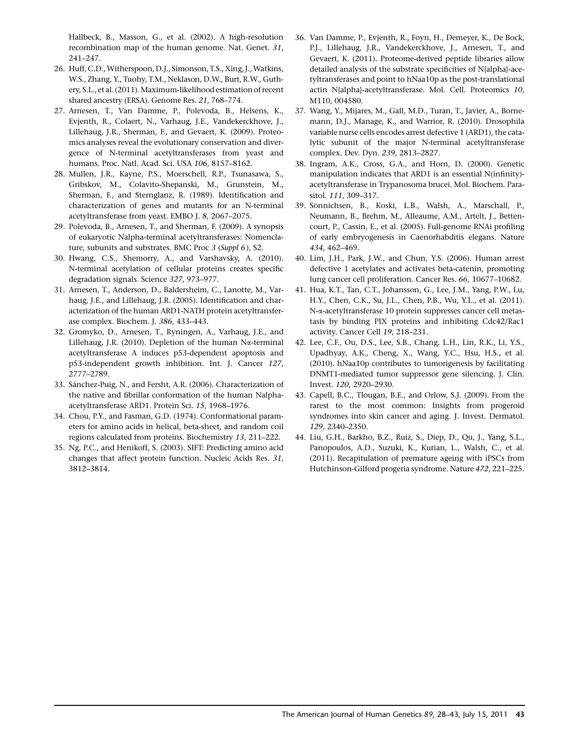Hallbeck, B., Masson, G., et al. (2002). A high-resolution recombination map of the human genome. Nat. Genet. *31*, 241–247.

26. Huff, C.D., Witherspoon, D.J., Simonson, T.S., Xing, J., Watkins, W.S., Zhang, Y., Tuohy, T.M., Neklason, D.W., Burt, R.W., Guthery, S.L., et al. (2011). Maximum-likelihood estimation of recent shared ancestry (ERSA). Genome Res. *21*, 768–774.
27. Arnesen, T., Van Damme, P., Polevoda, B., Helsens, K., Evjenth, R., Colaert, N., Varhaug, J.E., Vandekerckhove, J., Lillehaug, J.R., Sherman, F., and Gevaert, K. (2009). Proteomics analyses reveal the evolutionary conservation and divergence of N-terminal acetyltransferases from yeast and humans. Proc. Natl. Acad. Sci. USA *106*, 8157–8162.
28. Mullen, J.R., Kayne, P.S., Moerschell, R.P., Tsunasawa, S., Gribskov, M., Colavito-Shepanski, M., Grunstein, M., Sherman, F., and Sternglanz, R. (1989). Identification and characterization of genes and mutants for an N-terminal acetyltransferase from yeast. EMBO J. *8*, 2067–2075.
29. Polevoda, B., Arnesen, T., and Sherman, F. (2009). A synopsis of eukaryotic Nalpha-terminal acetyltransferases: Nomenclature, subunits and substrates. BMC Proc *3* (*Suppl 6*), S2.
30. Hwang, C.S., Shemorry, A., and Varshavsky, A. (2010). N-terminal acetylation of cellular proteins creates specific degradation signals. Science *327*, 973–977.
31. Arnesen, T., Anderson, D., Baldersheim, C., Lanotte, M., Varhaug, J.E., and Lillehaug, J.R. (2005). Identification and characterization of the human ARD1-NATH protein acetyltransferase complex. Biochem. J. *386*, 433–443.
32. Gromyko, D., Arnesen, T., Ryningen, A., Varhaug, J.E., and Lillehaug, J.R. (2010). Depletion of the human Nα-terminal acetyltransferase A induces p53-dependent apoptosis and p53-independent growth inhibition. Int. J. Cancer *127*, 2777–2789.
33. Sánchez-Puig, N., and Fersht, A.R. (2006). Characterization of the native and fibrillar conformation of the human Nalpha-acetyltransferase ARD1. Protein Sci. *15*, 1968–1976.
34. Chou, P.Y., and Fasman, G.D. (1974). Conformational parameters for amino acids in helical, beta-sheet, and random coil regions calculated from proteins. Biochemistry *13*, 211–222.
35. Ng, P.C., and Henikoff, S. (2003). SIFT: Predicting amino acid changes that affect protein function. Nucleic Acids Res. *31*, 3812–3814.
36. Van Damme, P., Evjenth, R., Foyn, H., Demeyer, K., De Bock, P.J., Lillehaug, J.R., Vandekerckhove, J., Arnesen, T., and Gevaert, K. (2011). Proteome-derived peptide libraries allow detailed analysis of the substrate specificities of N{alpha}-acetyltransferases and point to hNaa10p as the post-translational actin N{alpha}-acetyltransferase. Mol. Cell. Proteomics *10*, M110, 004580.
37. Wang, Y., Mijares, M., Gall, M.D., Turan, T., Javier, A., Bornemann, D.J., Manage, K., and Warrior, R. (2010). Drosophila variable nurse cells encodes arrest defective 1 (ARD1), the catalytic subunit of the major N-terminal acetyltransferase complex. Dev. Dyn. *239*, 2813–2827.
38. Ingram, A.K., Cross, G.A., and Horn, D. (2000). Genetic manipulation indicates that ARD1 is an essential N(infinity)-acetyltransferase in Trypanosoma brucei. Mol. Biochem. Parasitol. *111*, 309–317.
39. Sönnichsen, B., Koski, L.B., Walsh, A., Marschall, P., Neumann, B., Brehm, M., Alleaume, A.M., Artelt, J., Bettencourt, P., Cassin, E., et al. (2005). Full-genome RNAi profiling of early embryogenesis in Caenorhabditis elegans. Nature *434*, 462–469.
40. Lim, J.H., Park, J.W., and Chun, Y.S. (2006). Human arrest defective 1 acetylates and activates beta-catenin, promoting lung cancer cell proliferation. Cancer Res. *66*, 10677–10682.
41. Hua, K.T., Tan, C.T., Johansson, G., Lee, J.M., Yang, P.W., Lu, H.Y., Chen, C.K., Su, J.L., Chen, P.B., Wu, Y.L., et al. (2011). N-α-acetyltransferase 10 protein suppresses cancer cell metastasis by binding PIX proteins and inhibiting Cdc42/Rac1 activity. Cancer Cell *19*, 218–231.
42. Lee, C.F., Ou, D.S., Lee, S.B., Chang, L.H., Lin, R.K., Li, Y.S., Upadhyay, A.K., Cheng, X., Wang, Y.C., Hsu, H.S., et al. (2010). hNaa10p contributes to tumorigenesis by facilitating DNMT1-mediated tumor suppressor gene silencing. J. Clin. Invest. *120*, 2920–2930.
43. Capell, B.C., Tlougan, B.E., and Orlow, S.J. (2009). From the rarest to the most common: Insights from progeroid syndromes into skin cancer and aging. J. Invest. Dermatol. *129*, 2340–2350.
44. Liu, G.H., Barkho, B.Z., Ruiz, S., Diep, D., Qu, J., Yang, S.L., Panopoulos, A.D., Suzuki, K., Kurian, L., Walsh, C., et al. (2011). Recapitulation of premature ageing with iPSCs from Hutchinson-Gilford progeria syndrome. Nature *472*, 221–225.